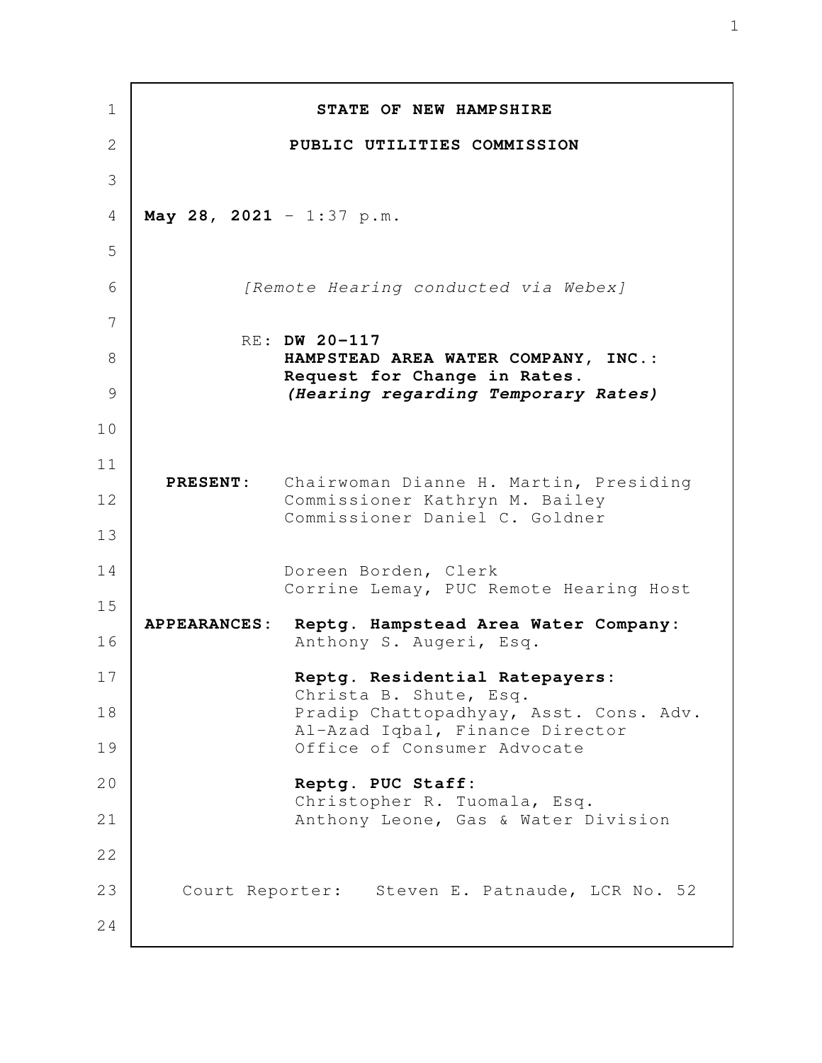**STATE OF NEW HAMPSHIRE**

**PUBLIC UTILITIES COMMISSION**

**May 28, 2021** - 1:37 p.m.

*[Remote Hearing conducted via Webex]*

RE: **DW 20-117**
**HAMPSTEAD AREA WATER COMPANY, INC.:**
**Request for Change in Rates.**
***(Hearing regarding Temporary Rates)***

**PRESENT:** Chairwoman Dianne H. Martin, Presiding
Commissioner Kathryn M. Bailey
Commissioner Daniel C. Goldner

Doreen Borden, Clerk
Corrine Lemay, PUC Remote Hearing Host

**APPEARANCES:** **Reptg. Hampstead Area Water Company:**
Anthony S. Augeri, Esq.

**Reptg. Residential Ratepayers:**
Christa B. Shute, Esq.
Pradip Chattopadhyay, Asst. Cons. Adv.
Al-Azad Iqbal, Finance Director
Office of Consumer Advocate

**Reptg. PUC Staff:**
Christopher R. Tuomala, Esq.
Anthony Leone, Gas & Water Division

Court Reporter: Steven E. Patnaude, LCR No. 52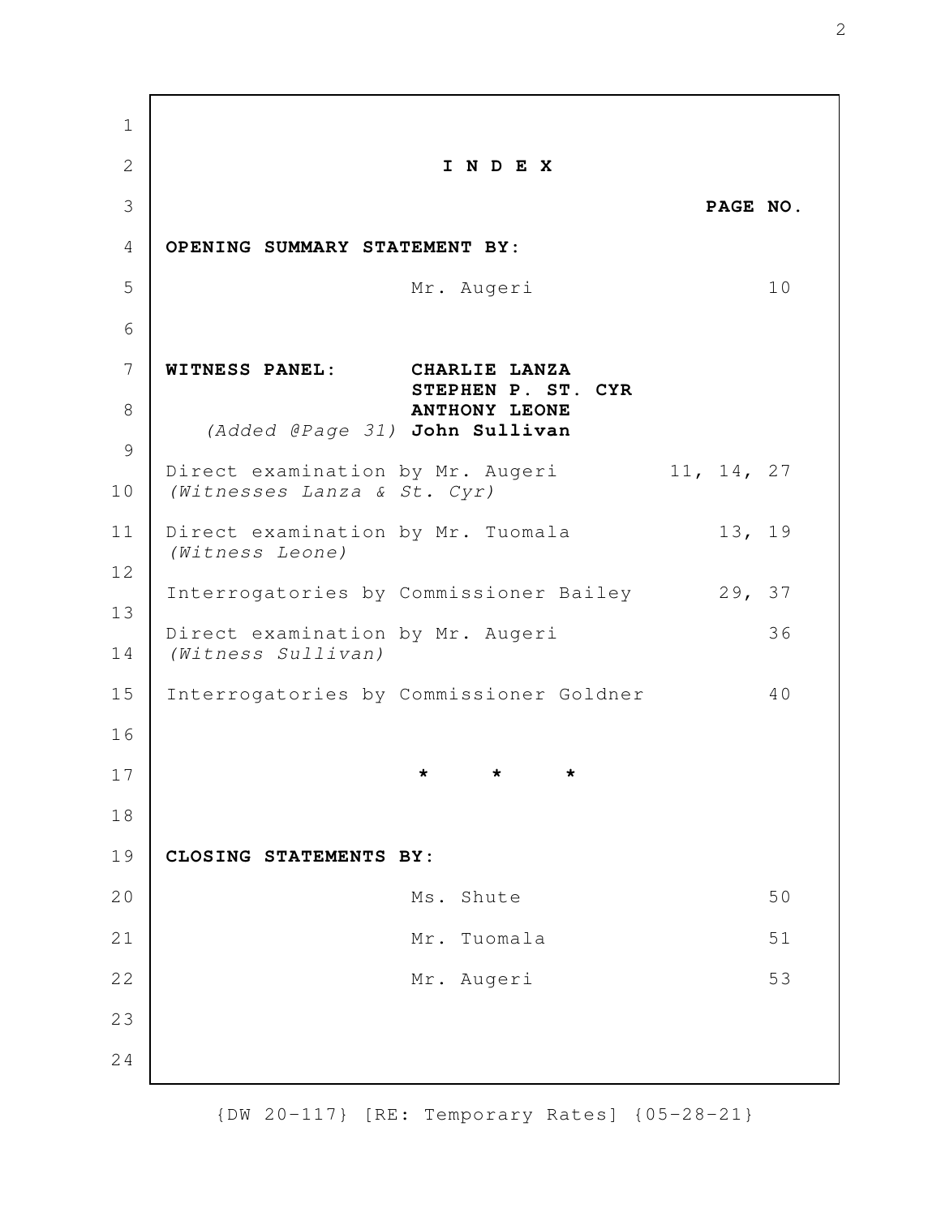# I N D E X

| | | PAGE NO. |
|---|---|---|
| **OPENING SUMMARY STATEMENT BY:** | | |
| | Mr. Augeri | 10 |
| **WITNESS PANEL:** | **CHARLIE LANZA** | |
| | **STEPHEN P. ST. CYR** | |
| | **ANTHONY LEONE** | |
| *(Added @Page 31)* | **John Sullivan** | |
| Direct examination by Mr. Augeri *(Witnesses Lanza & St. Cyr)* | | 11, 14, 27 |
| Direct examination by Mr. Tuomala *(Witness Leone)* | | 13, 19 |
| Interrogatories by Commissioner Bailey | | 29, 37 |
| Direct examination by Mr. Augeri *(Witness Sullivan)* | | 36 |
| Interrogatories by Commissioner Goldner | | 40 |

\* \* \*

| | | |
|---|---|---|
| **CLOSING STATEMENTS BY:** | | |
| | Ms. Shute | 50 |
| | Mr. Tuomala | 51 |
| | Mr. Augeri | 53 |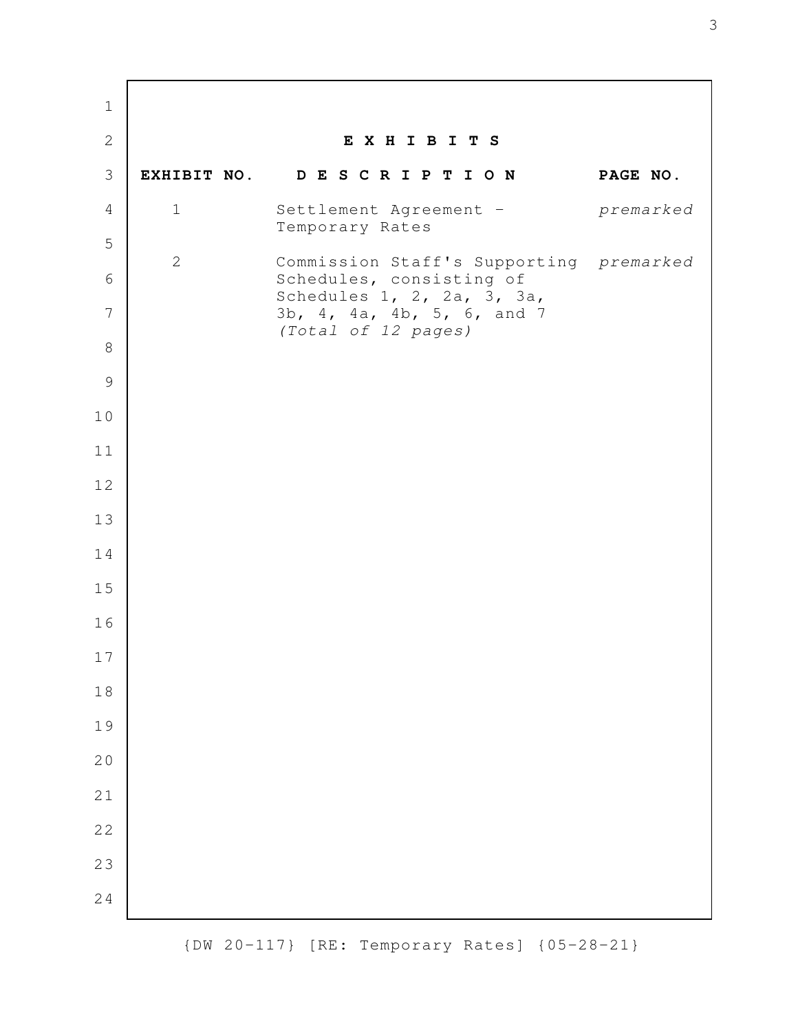## E X H I B I T S

| EXHIBIT NO. | DESCRIPTION | PAGE NO. |
|---|---|---|
| 1 | Settlement Agreement - Temporary Rates | *premarked* |
| 2 | Commission Staff's Supporting Schedules, consisting of Schedules 1, 2, 2a, 3, 3a, 3b, 4, 4a, 4b, 5, 6, and 7 *(Total of 12 pages)* | *premarked* |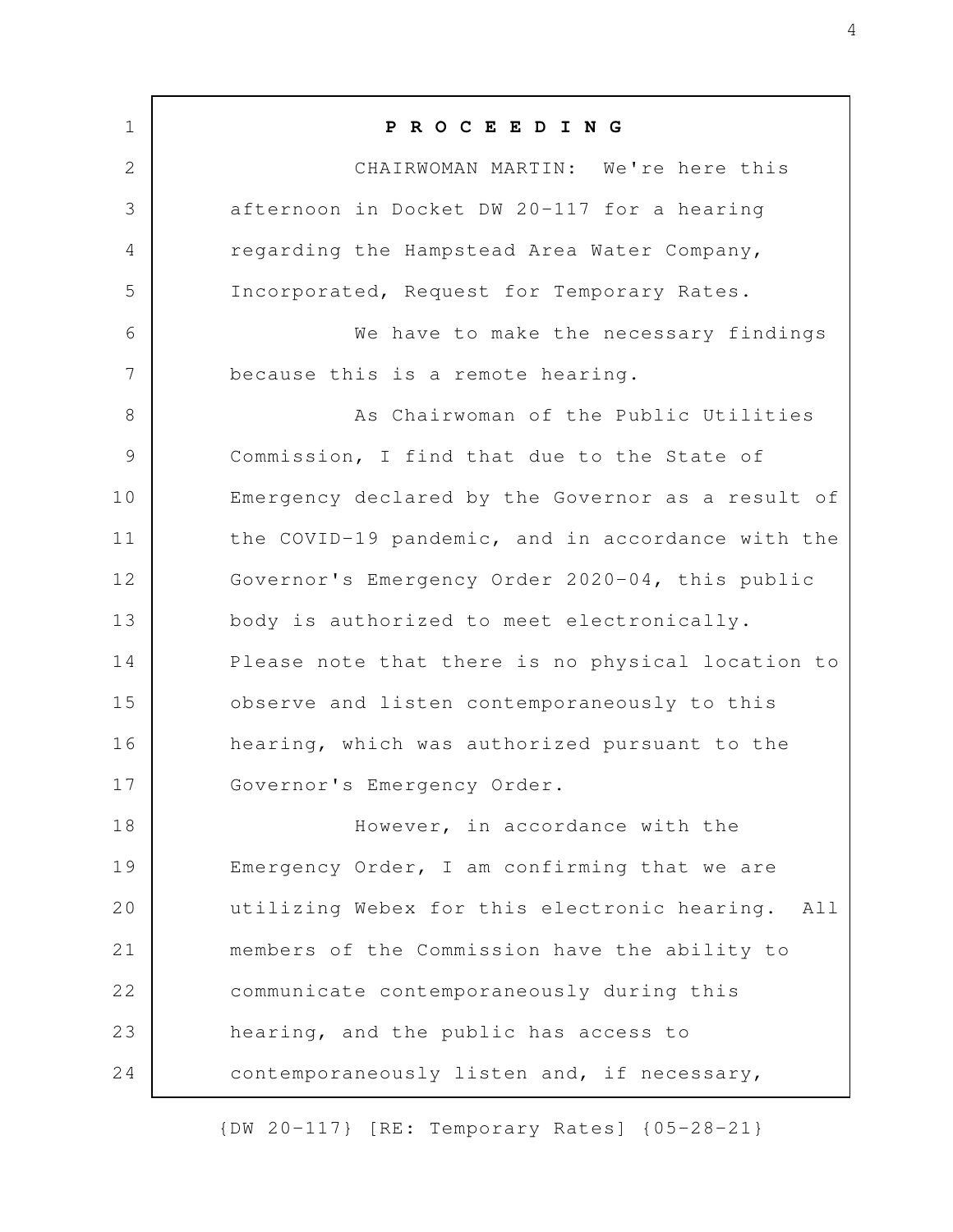**P R O C E E D I N G**

CHAIRWOMAN MARTIN: We're here this afternoon in Docket DW 20-117 for a hearing regarding the Hampstead Area Water Company, Incorporated, Request for Temporary Rates.

We have to make the necessary findings because this is a remote hearing.

As Chairwoman of the Public Utilities Commission, I find that due to the State of Emergency declared by the Governor as a result of the COVID-19 pandemic, and in accordance with the Governor's Emergency Order 2020-04, this public body is authorized to meet electronically. Please note that there is no physical location to observe and listen contemporaneously to this hearing, which was authorized pursuant to the Governor's Emergency Order.

However, in accordance with the Emergency Order, I am confirming that we are utilizing Webex for this electronic hearing. All members of the Commission have the ability to communicate contemporaneously during this hearing, and the public has access to contemporaneously listen and, if necessary,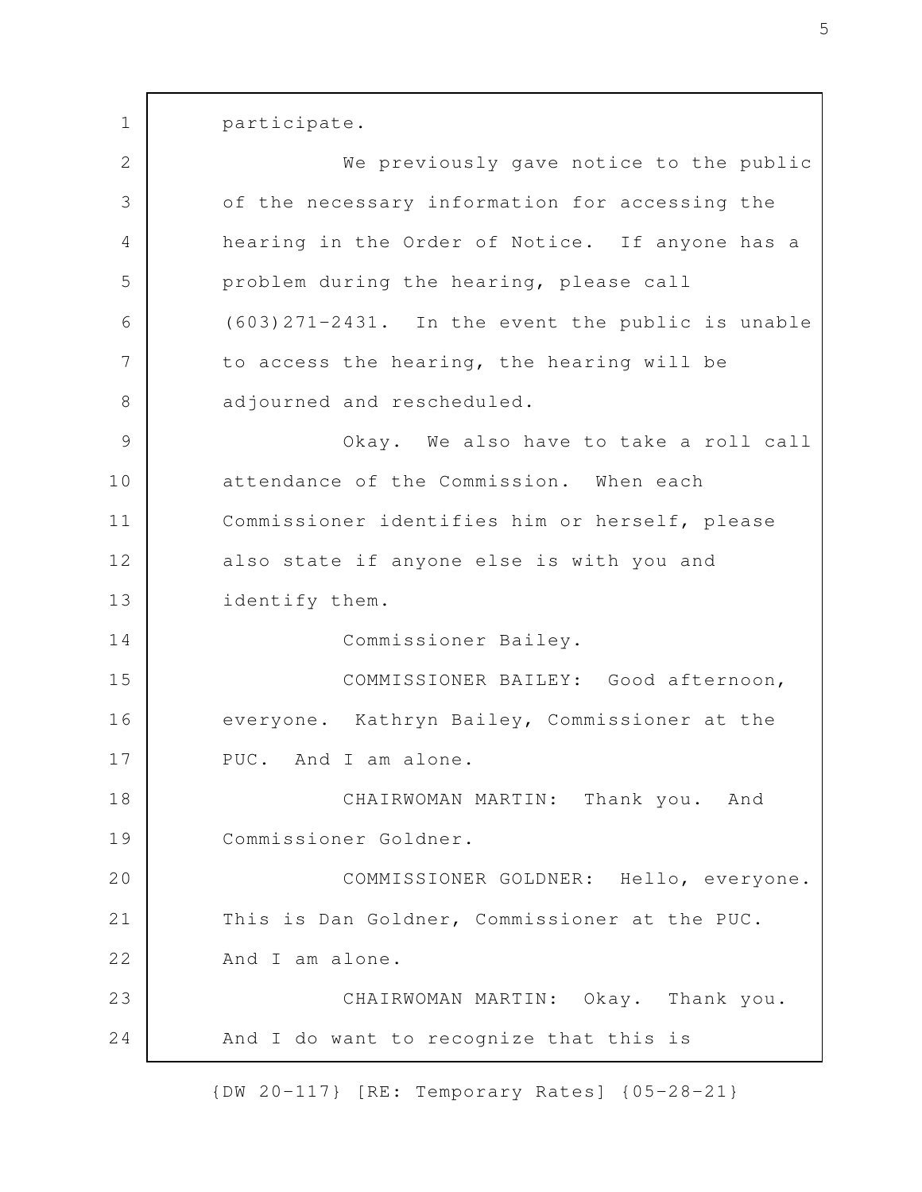participate.

We previously gave notice to the public of the necessary information for accessing the hearing in the Order of Notice. If anyone has a problem during the hearing, please call (603)271-2431. In the event the public is unable to access the hearing, the hearing will be adjourned and rescheduled.

Okay. We also have to take a roll call attendance of the Commission. When each Commissioner identifies him or herself, please also state if anyone else is with you and identify them.

Commissioner Bailey.

COMMISSIONER BAILEY: Good afternoon, everyone. Kathryn Bailey, Commissioner at the PUC. And I am alone.

CHAIRWOMAN MARTIN: Thank you. And Commissioner Goldner.

COMMISSIONER GOLDNER: Hello, everyone. This is Dan Goldner, Commissioner at the PUC. And I am alone.

CHAIRWOMAN MARTIN: Okay. Thank you. And I do want to recognize that this is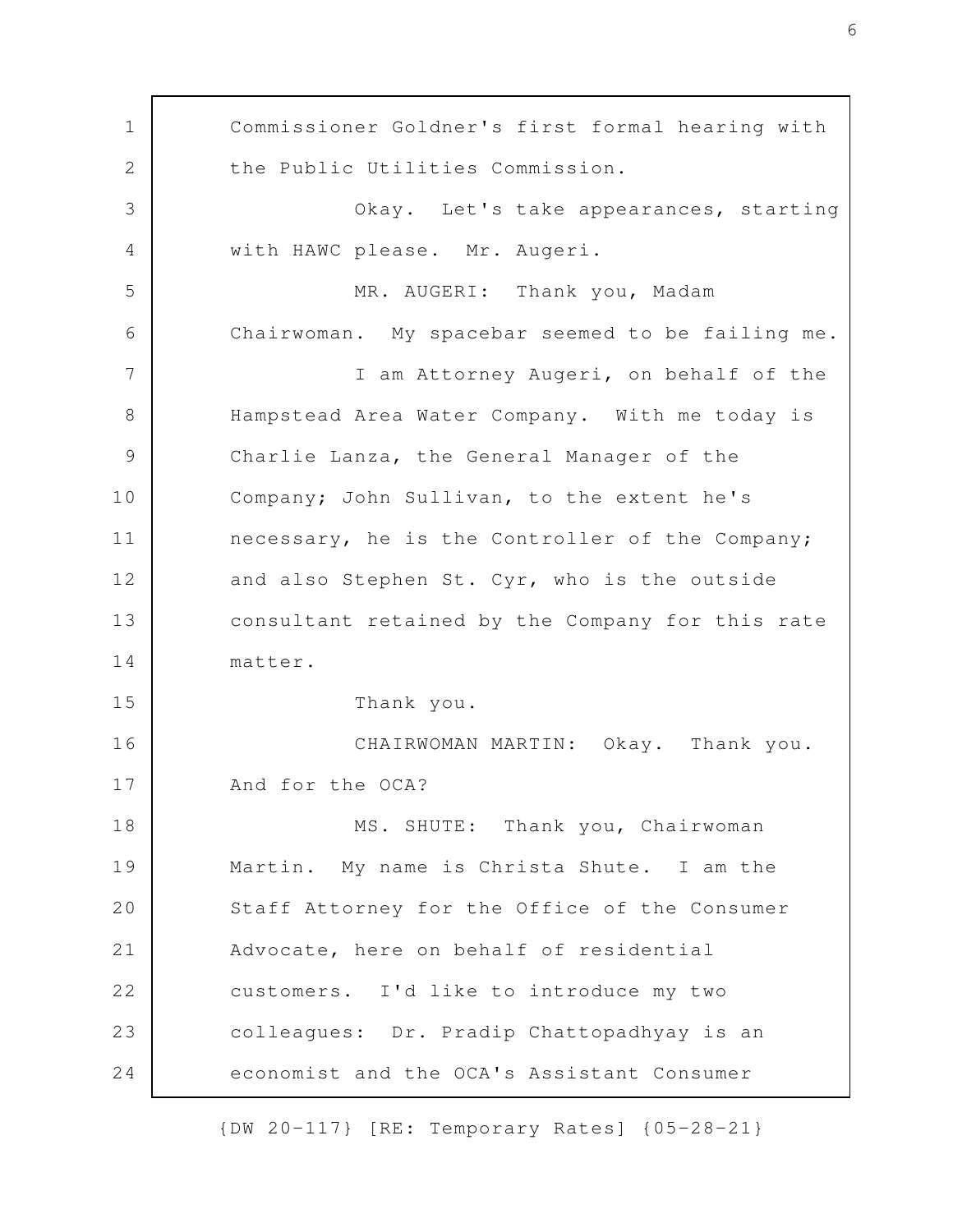Commissioner Goldner's first formal hearing with the Public Utilities Commission.

Okay. Let's take appearances, starting with HAWC please. Mr. Augeri.

MR. AUGERI: Thank you, Madam Chairwoman. My spacebar seemed to be failing me.

I am Attorney Augeri, on behalf of the Hampstead Area Water Company. With me today is Charlie Lanza, the General Manager of the Company; John Sullivan, to the extent he's necessary, he is the Controller of the Company; and also Stephen St. Cyr, who is the outside consultant retained by the Company for this rate matter.

Thank you.

CHAIRWOMAN MARTIN: Okay. Thank you. And for the OCA?

MS. SHUTE: Thank you, Chairwoman Martin. My name is Christa Shute. I am the Staff Attorney for the Office of the Consumer Advocate, here on behalf of residential customers. I'd like to introduce my two colleagues: Dr. Pradip Chattopadhyay is an economist and the OCA's Assistant Consumer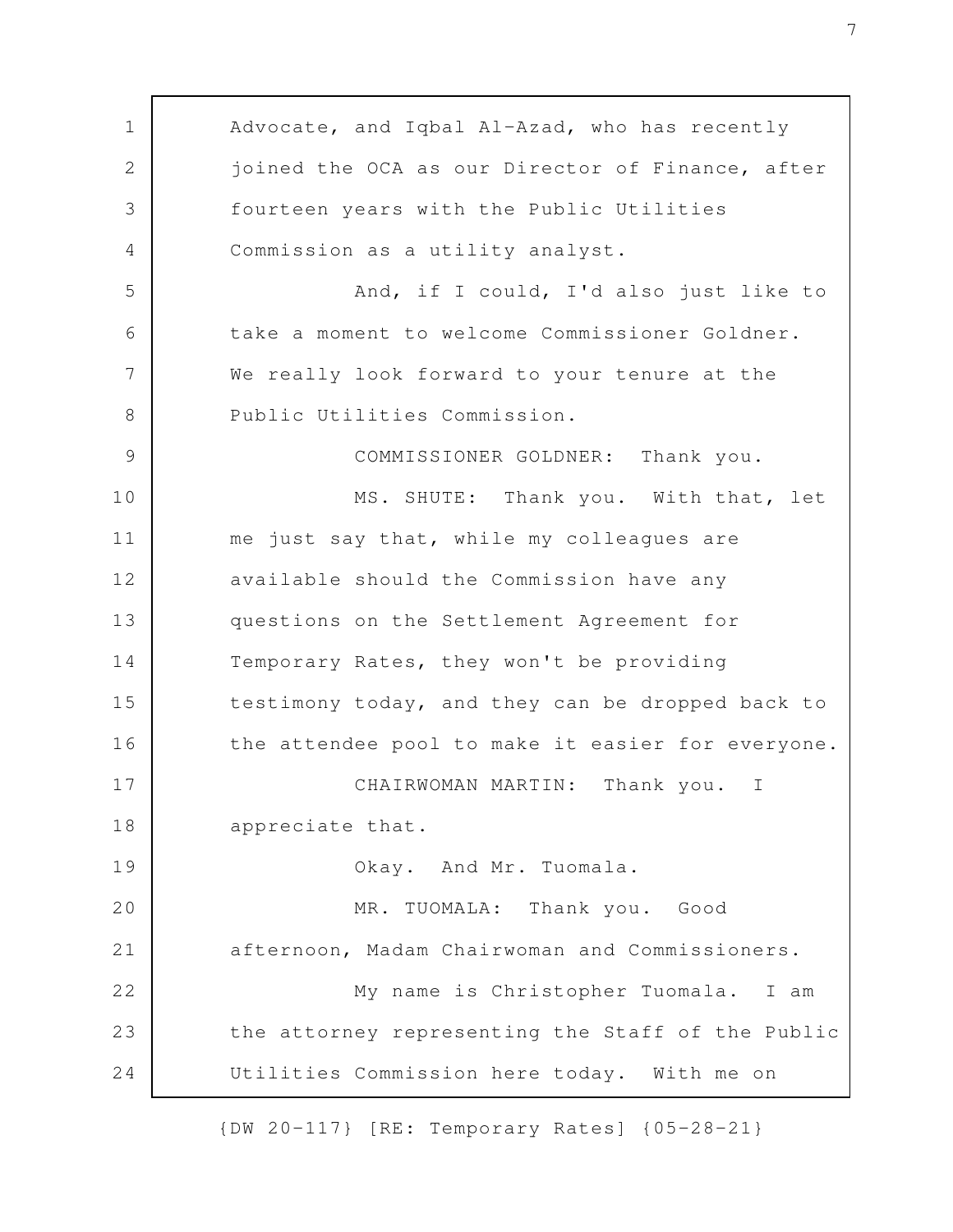Advocate, and Iqbal Al-Azad, who has recently joined the OCA as our Director of Finance, after fourteen years with the Public Utilities Commission as a utility analyst.

And, if I could, I'd also just like to take a moment to welcome Commissioner Goldner. We really look forward to your tenure at the Public Utilities Commission.

COMMISSIONER GOLDNER: Thank you.

MS. SHUTE: Thank you. With that, let me just say that, while my colleagues are available should the Commission have any questions on the Settlement Agreement for Temporary Rates, they won't be providing testimony today, and they can be dropped back to the attendee pool to make it easier for everyone.

CHAIRWOMAN MARTIN: Thank you. I appreciate that.

Okay. And Mr. Tuomala.

MR. TUOMALA: Thank you. Good afternoon, Madam Chairwoman and Commissioners.

My name is Christopher Tuomala. I am the attorney representing the Staff of the Public Utilities Commission here today. With me on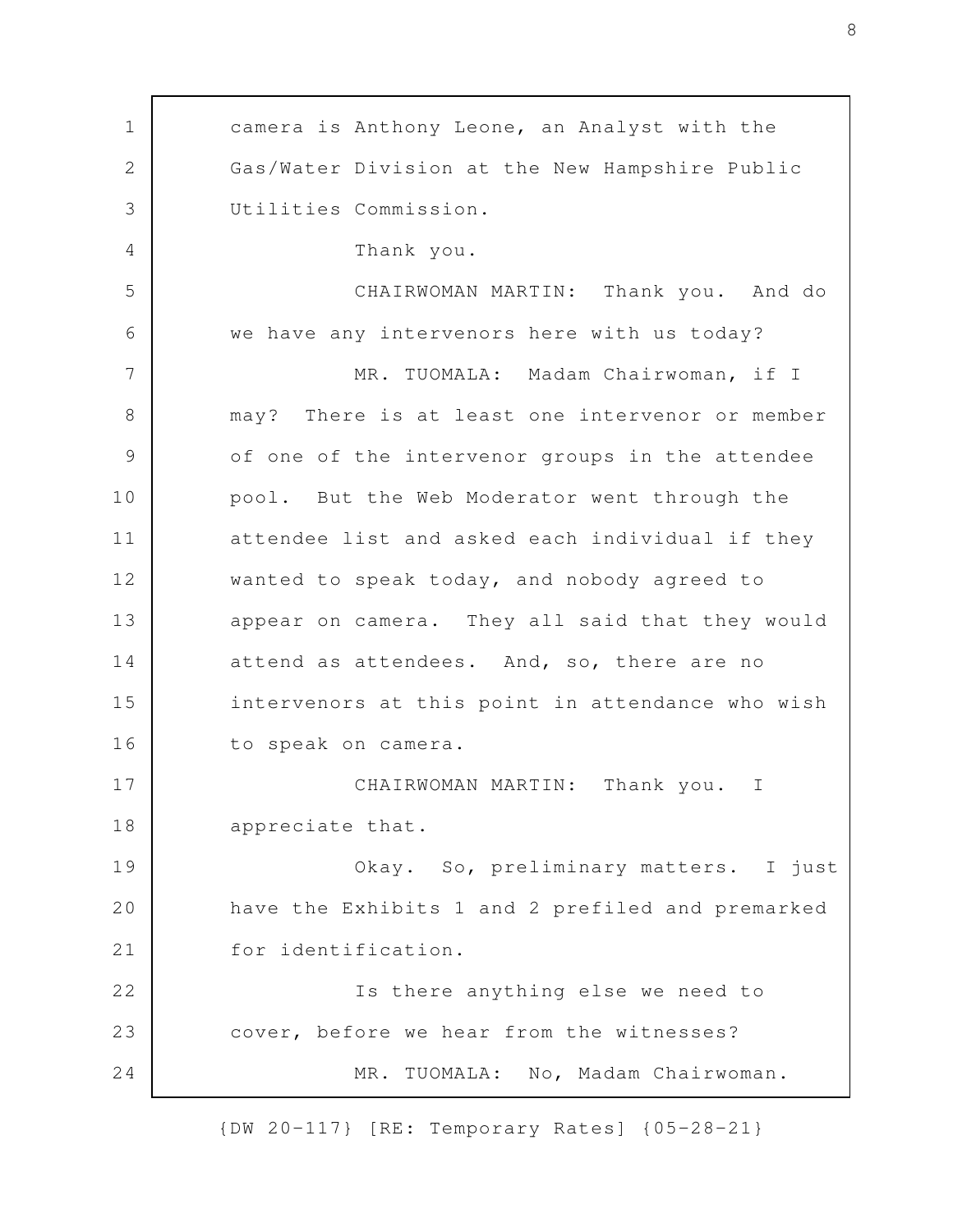camera is Anthony Leone, an Analyst with the Gas/Water Division at the New Hampshire Public Utilities Commission.

Thank you.

CHAIRWOMAN MARTIN: Thank you. And do we have any intervenors here with us today?

MR. TUOMALA: Madam Chairwoman, if I may? There is at least one intervenor or member of one of the intervenor groups in the attendee pool. But the Web Moderator went through the attendee list and asked each individual if they wanted to speak today, and nobody agreed to appear on camera. They all said that they would attend as attendees. And, so, there are no intervenors at this point in attendance who wish to speak on camera.

CHAIRWOMAN MARTIN: Thank you. I appreciate that.

Okay. So, preliminary matters. I just have the Exhibits 1 and 2 prefiled and premarked for identification.

Is there anything else we need to cover, before we hear from the witnesses?

MR. TUOMALA: No, Madam Chairwoman.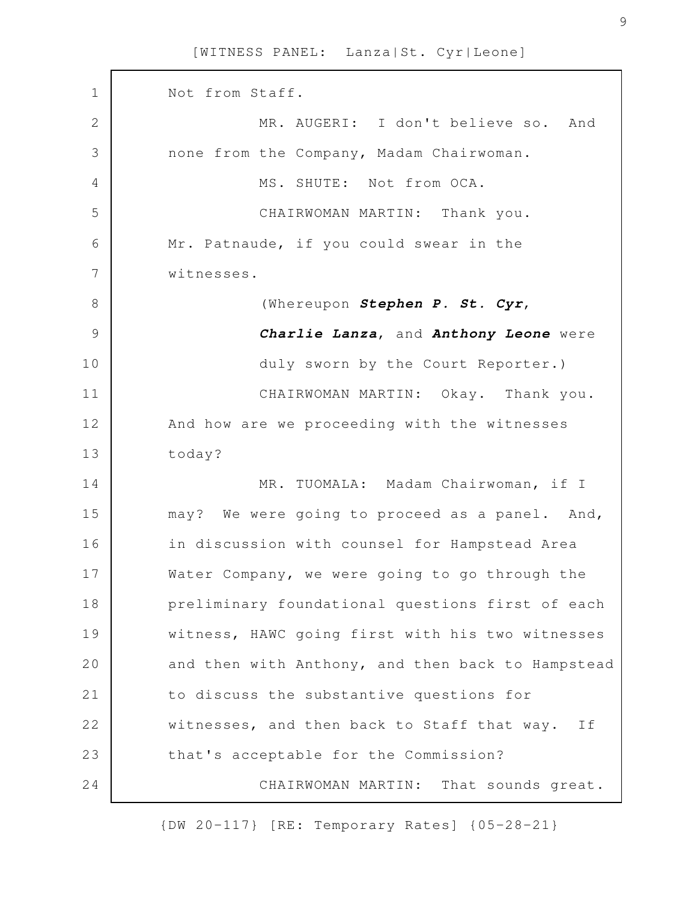Not from Staff.

MR. AUGERI: I don't believe so. And none from the Company, Madam Chairwoman.

MS. SHUTE: Not from OCA.

CHAIRWOMAN MARTIN: Thank you. Mr. Patnaude, if you could swear in the witnesses.

(Whereupon ***Stephen P. St. Cyr***, ***Charlie Lanza***, and ***Anthony Leone*** were duly sworn by the Court Reporter.)

CHAIRWOMAN MARTIN: Okay. Thank you. And how are we proceeding with the witnesses today?

MR. TUOMALA: Madam Chairwoman, if I may? We were going to proceed as a panel. And, in discussion with counsel for Hampstead Area Water Company, we were going to go through the preliminary foundational questions first of each witness, HAWC going first with his two witnesses and then with Anthony, and then back to Hampstead to discuss the substantive questions for witnesses, and then back to Staff that way. If that's acceptable for the Commission?

CHAIRWOMAN MARTIN: That sounds great.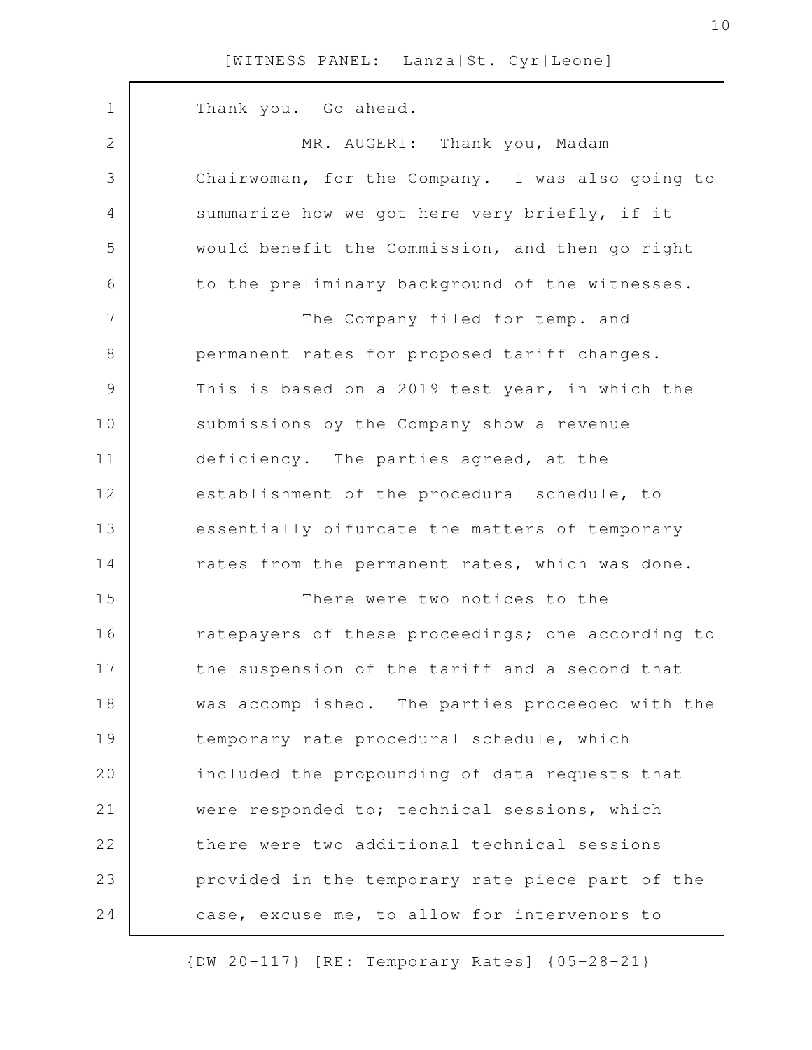Thank you. Go ahead.

MR. AUGERI: Thank you, Madam Chairwoman, for the Company. I was also going to summarize how we got here very briefly, if it would benefit the Commission, and then go right to the preliminary background of the witnesses.

The Company filed for temp. and permanent rates for proposed tariff changes. This is based on a 2019 test year, in which the submissions by the Company show a revenue deficiency. The parties agreed, at the establishment of the procedural schedule, to essentially bifurcate the matters of temporary rates from the permanent rates, which was done.

There were two notices to the ratepayers of these proceedings; one according to the suspension of the tariff and a second that was accomplished. The parties proceeded with the temporary rate procedural schedule, which included the propounding of data requests that were responded to; technical sessions, which there were two additional technical sessions provided in the temporary rate piece part of the case, excuse me, to allow for intervenors to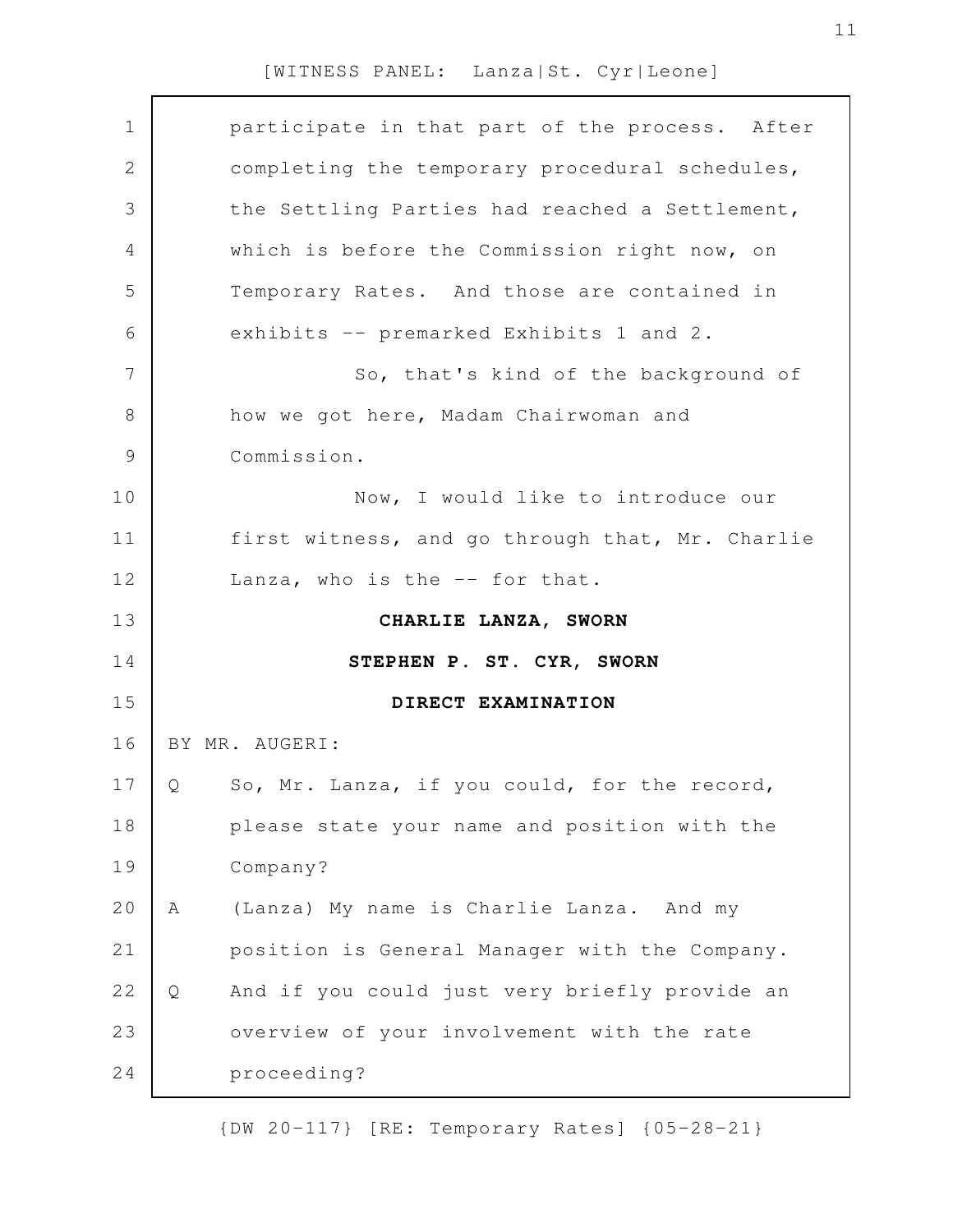participate in that part of the process. After completing the temporary procedural schedules, the Settling Parties had reached a Settlement, which is before the Commission right now, on Temporary Rates. And those are contained in exhibits -- premarked Exhibits 1 and 2.

So, that's kind of the background of how we got here, Madam Chairwoman and Commission.

Now, I would like to introduce our first witness, and go through that, Mr. Charlie Lanza, who is the -- for that.

**CHARLIE LANZA, SWORN**

**STEPHEN P. ST. CYR, SWORN**

**DIRECT EXAMINATION**

BY MR. AUGERI:

Q So, Mr. Lanza, if you could, for the record, please state your name and position with the Company?

A (Lanza) My name is Charlie Lanza. And my position is General Manager with the Company.

Q And if you could just very briefly provide an overview of your involvement with the rate proceeding?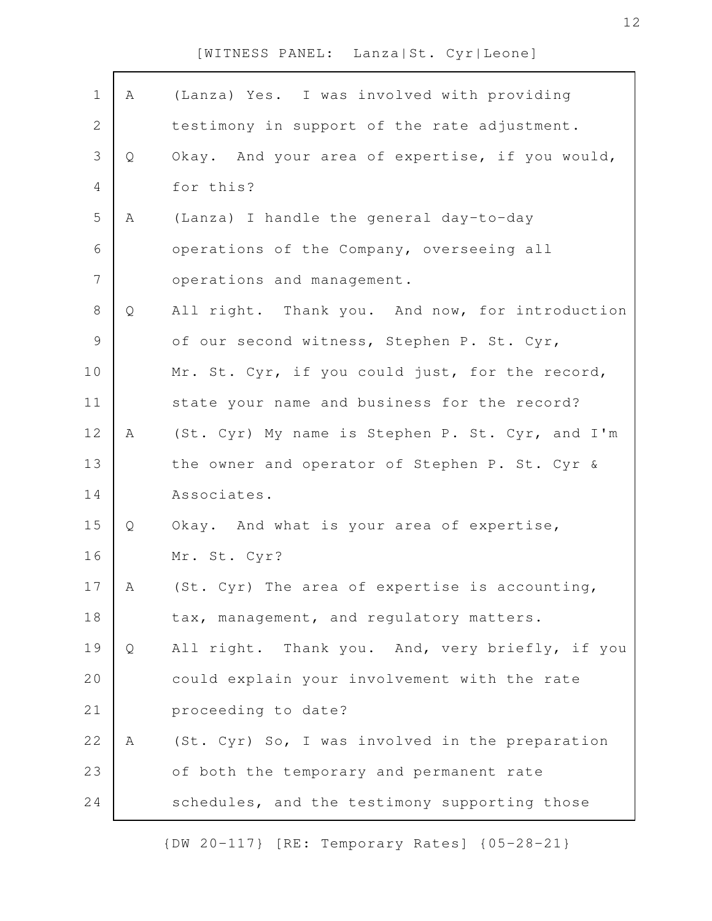A (Lanza) Yes. I was involved with providing testimony in support of the rate adjustment.

Q Okay. And your area of expertise, if you would, for this?

A (Lanza) I handle the general day-to-day operations of the Company, overseeing all operations and management.

Q All right. Thank you. And now, for introduction of our second witness, Stephen P. St. Cyr, Mr. St. Cyr, if you could just, for the record, state your name and business for the record?

A (St. Cyr) My name is Stephen P. St. Cyr, and I'm the owner and operator of Stephen P. St. Cyr & Associates.

Q Okay. And what is your area of expertise, Mr. St. Cyr?

A (St. Cyr) The area of expertise is accounting, tax, management, and regulatory matters.

Q All right. Thank you. And, very briefly, if you could explain your involvement with the rate proceeding to date?

A (St. Cyr) So, I was involved in the preparation of both the temporary and permanent rate schedules, and the testimony supporting those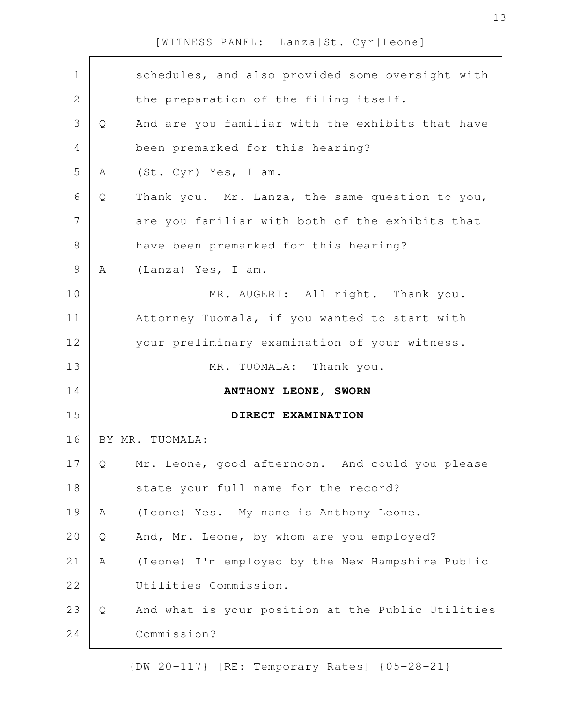schedules, and also provided some oversight with the preparation of the filing itself.

Q And are you familiar with the exhibits that have been premarked for this hearing?

A (St. Cyr) Yes, I am.

Q Thank you. Mr. Lanza, the same question to you, are you familiar with both of the exhibits that have been premarked for this hearing?

A (Lanza) Yes, I am.

MR. AUGERI: All right. Thank you. Attorney Tuomala, if you wanted to start with your preliminary examination of your witness.

MR. TUOMALA: Thank you.

**ANTHONY LEONE, SWORN**

**DIRECT EXAMINATION**

BY MR. TUOMALA:

Q Mr. Leone, good afternoon. And could you please state your full name for the record?

A (Leone) Yes. My name is Anthony Leone.

Q And, Mr. Leone, by whom are you employed?

A (Leone) I'm employed by the New Hampshire Public Utilities Commission.

Q And what is your position at the Public Utilities Commission?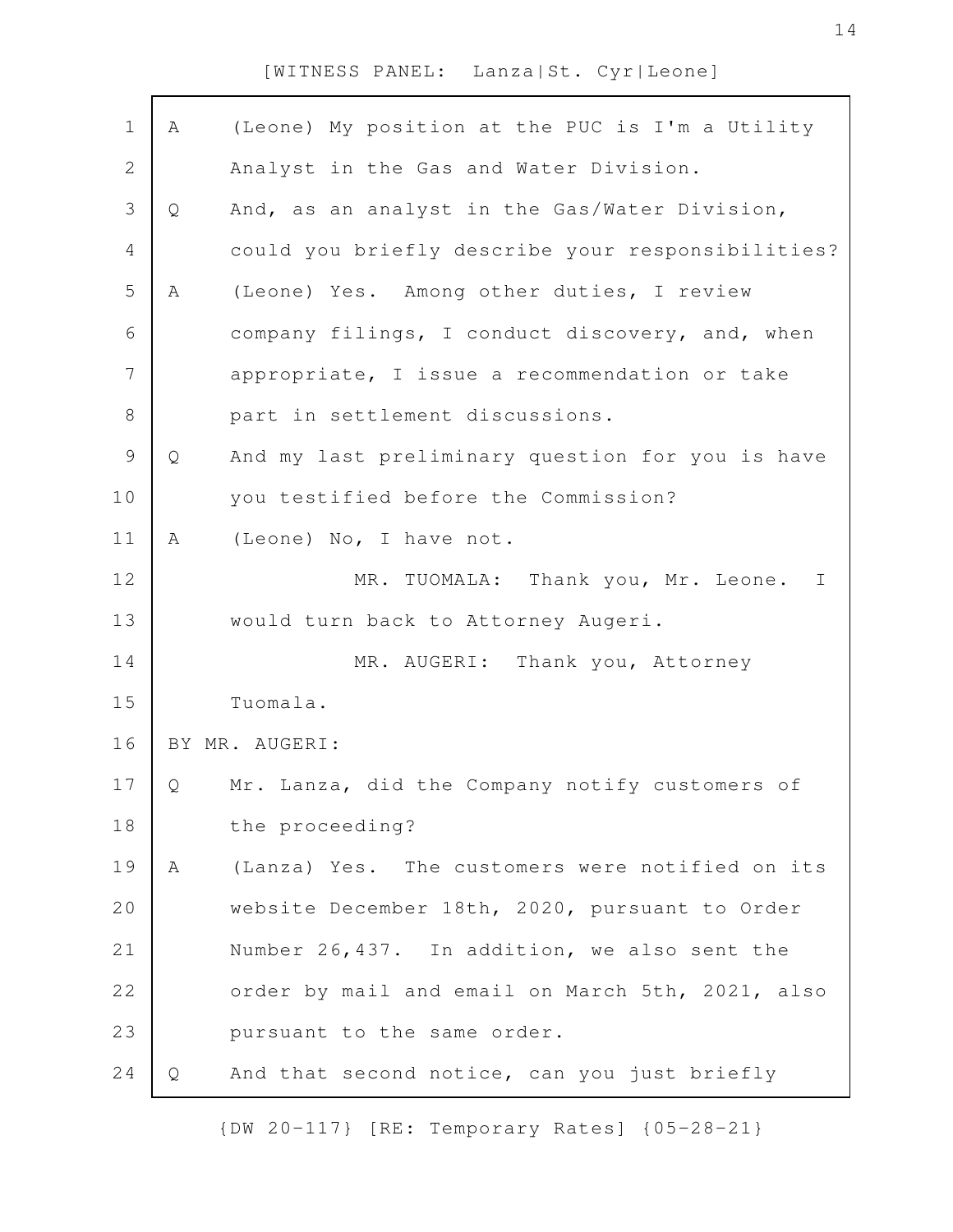A (Leone) My position at the PUC is I'm a Utility Analyst in the Gas and Water Division.

Q And, as an analyst in the Gas/Water Division, could you briefly describe your responsibilities?

A (Leone) Yes. Among other duties, I review company filings, I conduct discovery, and, when appropriate, I issue a recommendation or take part in settlement discussions.

Q And my last preliminary question for you is have you testified before the Commission?

A (Leone) No, I have not.

MR. TUOMALA: Thank you, Mr. Leone. I would turn back to Attorney Augeri.

MR. AUGERI: Thank you, Attorney Tuomala.

BY MR. AUGERI:

Q Mr. Lanza, did the Company notify customers of the proceeding?

A (Lanza) Yes. The customers were notified on its website December 18th, 2020, pursuant to Order Number 26,437. In addition, we also sent the order by mail and email on March 5th, 2021, also pursuant to the same order.

Q And that second notice, can you just briefly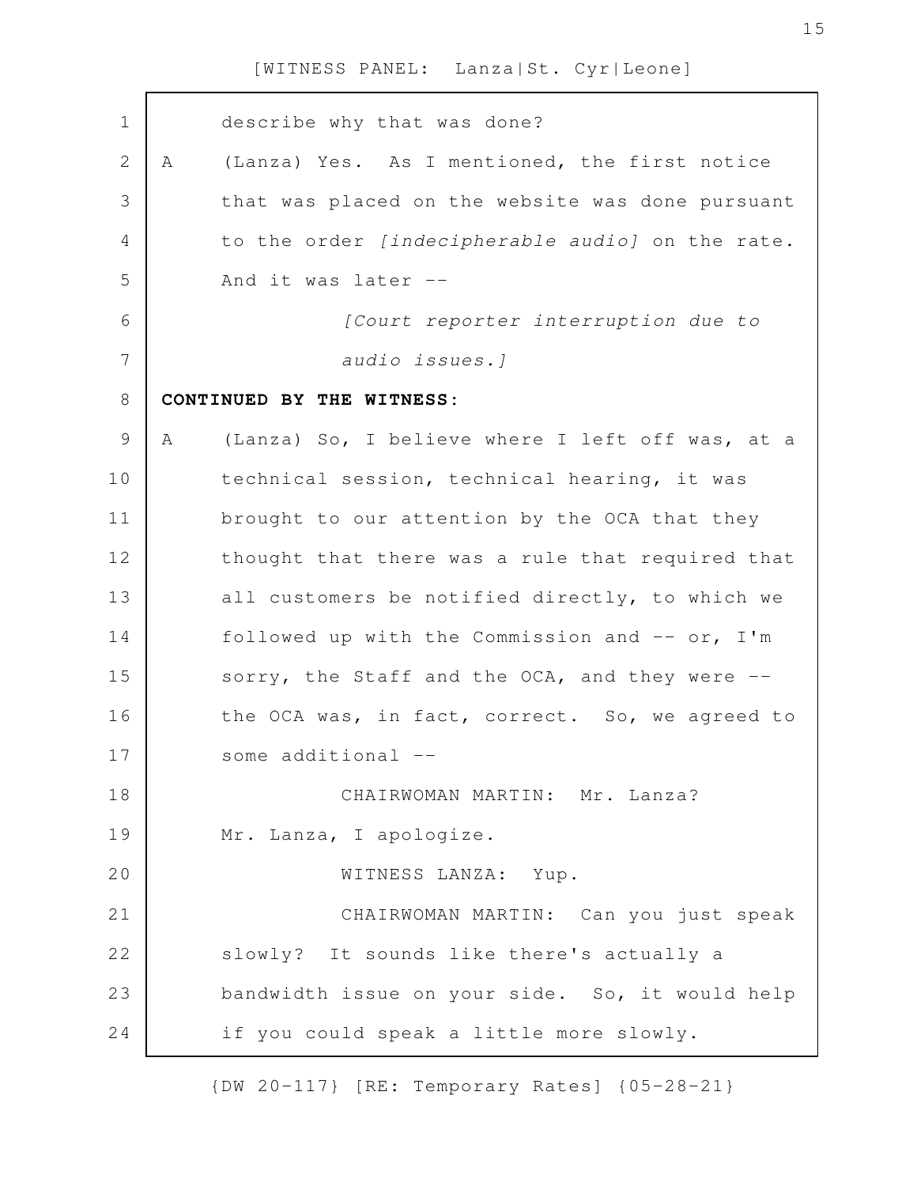describe why that was done?

A (Lanza) Yes. As I mentioned, the first notice that was placed on the website was done pursuant to the order *[indecipherable audio]* on the rate. And it was later --

*[Court reporter interruption due to audio issues.]*

**CONTINUED BY THE WITNESS:**

A (Lanza) So, I believe where I left off was, at a technical session, technical hearing, it was brought to our attention by the OCA that they thought that there was a rule that required that all customers be notified directly, to which we followed up with the Commission and -- or, I'm sorry, the Staff and the OCA, and they were -- the OCA was, in fact, correct. So, we agreed to some additional --

CHAIRWOMAN MARTIN: Mr. Lanza? Mr. Lanza, I apologize.

WITNESS LANZA: Yup.

CHAIRWOMAN MARTIN: Can you just speak slowly? It sounds like there's actually a bandwidth issue on your side. So, it would help if you could speak a little more slowly.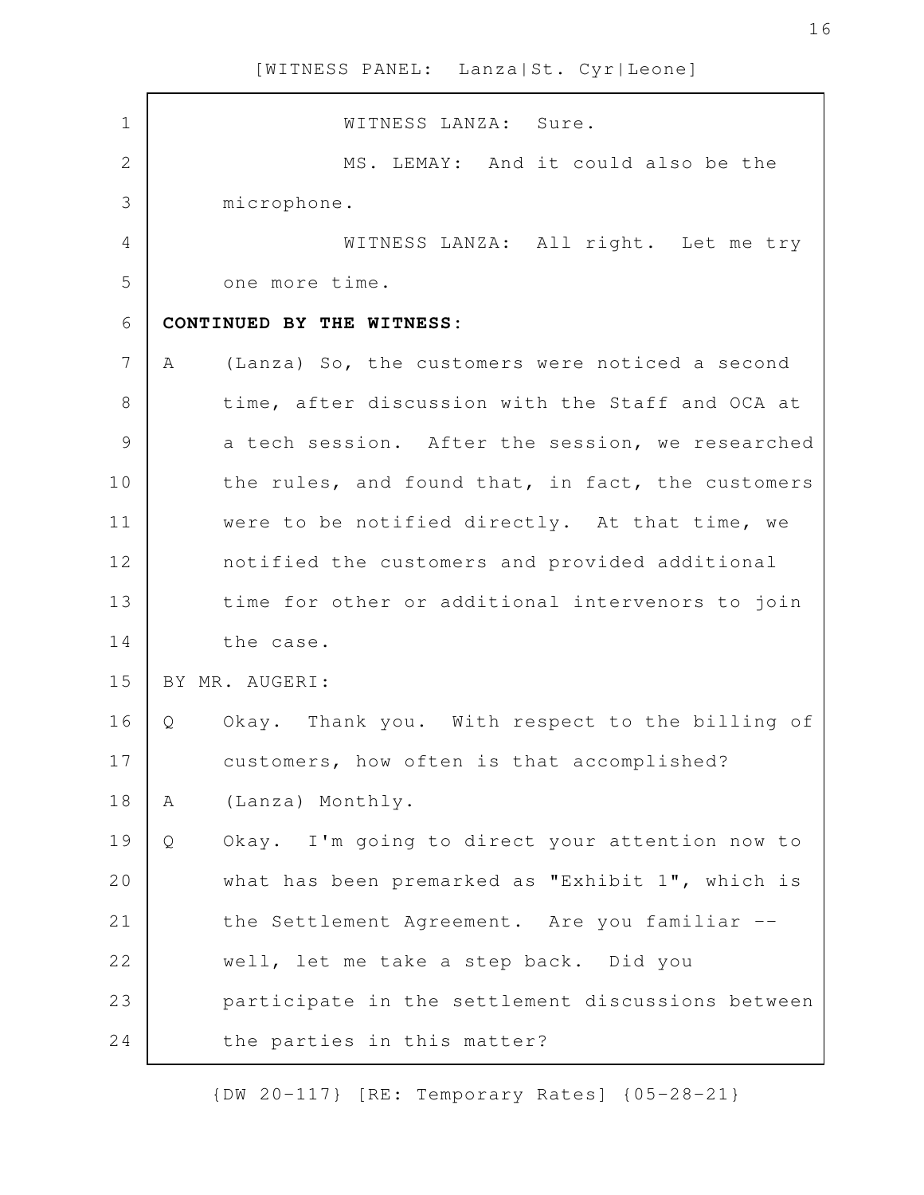WITNESS LANZA: Sure.

MS. LEMAY: And it could also be the microphone.

WITNESS LANZA: All right. Let me try one more time.

**CONTINUED BY THE WITNESS:**

A (Lanza) So, the customers were noticed a second time, after discussion with the Staff and OCA at a tech session. After the session, we researched the rules, and found that, in fact, the customers were to be notified directly. At that time, we notified the customers and provided additional time for other or additional intervenors to join the case.

BY MR. AUGERI:

Q Okay. Thank you. With respect to the billing of customers, how often is that accomplished?

A (Lanza) Monthly.

Q Okay. I'm going to direct your attention now to what has been premarked as "Exhibit 1", which is the Settlement Agreement. Are you familiar -- well, let me take a step back. Did you participate in the settlement discussions between the parties in this matter?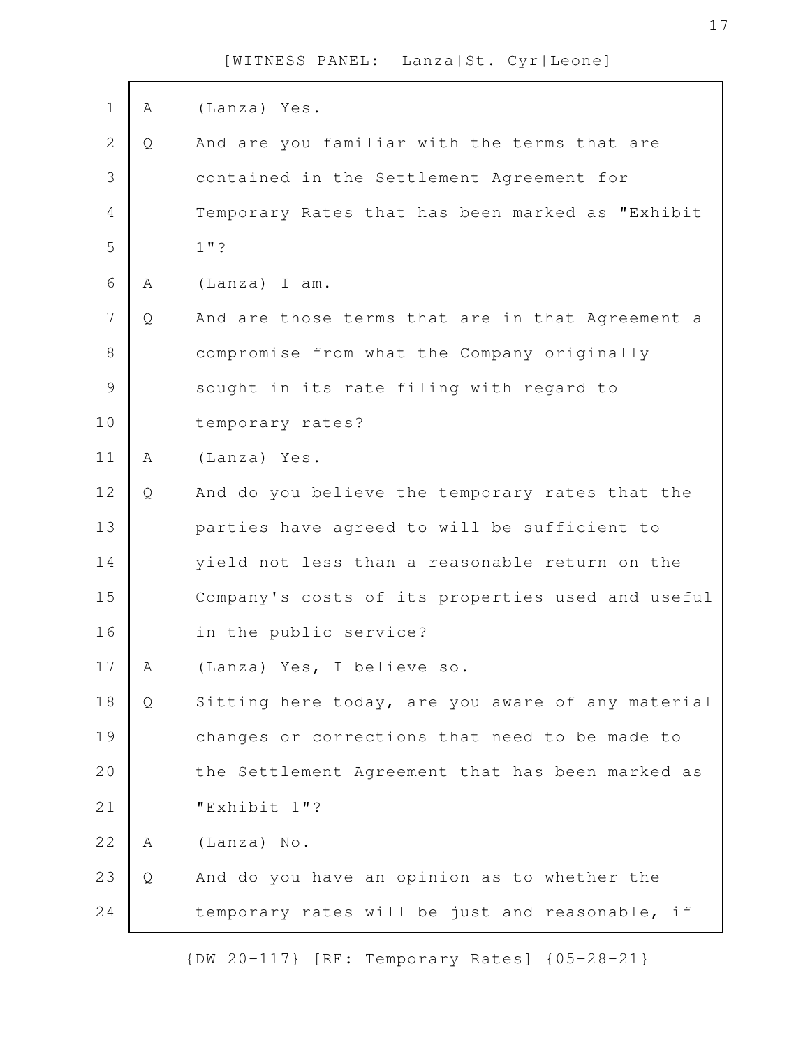A (Lanza) Yes.

Q And are you familiar with the terms that are contained in the Settlement Agreement for Temporary Rates that has been marked as "Exhibit 1"?

A (Lanza) I am.

Q And are those terms that are in that Agreement a compromise from what the Company originally sought in its rate filing with regard to temporary rates?

A (Lanza) Yes.

Q And do you believe the temporary rates that the parties have agreed to will be sufficient to yield not less than a reasonable return on the Company's costs of its properties used and useful in the public service?

A (Lanza) Yes, I believe so.

Q Sitting here today, are you aware of any material changes or corrections that need to be made to the Settlement Agreement that has been marked as "Exhibit 1"?

A (Lanza) No.

Q And do you have an opinion as to whether the temporary rates will be just and reasonable, if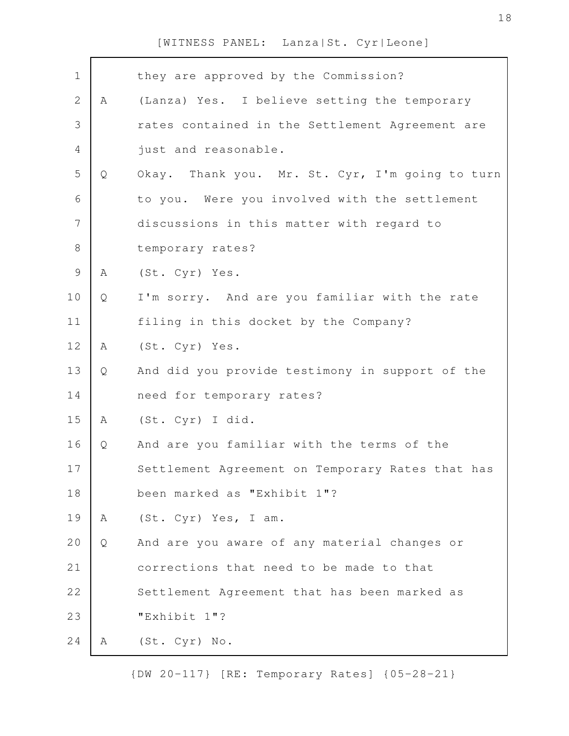they are approved by the Commission?

A (Lanza) Yes. I believe setting the temporary rates contained in the Settlement Agreement are just and reasonable.

Q Okay. Thank you. Mr. St. Cyr, I'm going to turn to you. Were you involved with the settlement discussions in this matter with regard to temporary rates?

A (St. Cyr) Yes.

Q I'm sorry. And are you familiar with the rate filing in this docket by the Company?

A (St. Cyr) Yes.

Q And did you provide testimony in support of the need for temporary rates?

A (St. Cyr) I did.

Q And are you familiar with the terms of the Settlement Agreement on Temporary Rates that has been marked as "Exhibit 1"?

A (St. Cyr) Yes, I am.

Q And are you aware of any material changes or corrections that need to be made to that Settlement Agreement that has been marked as "Exhibit 1"?

A (St. Cyr) No.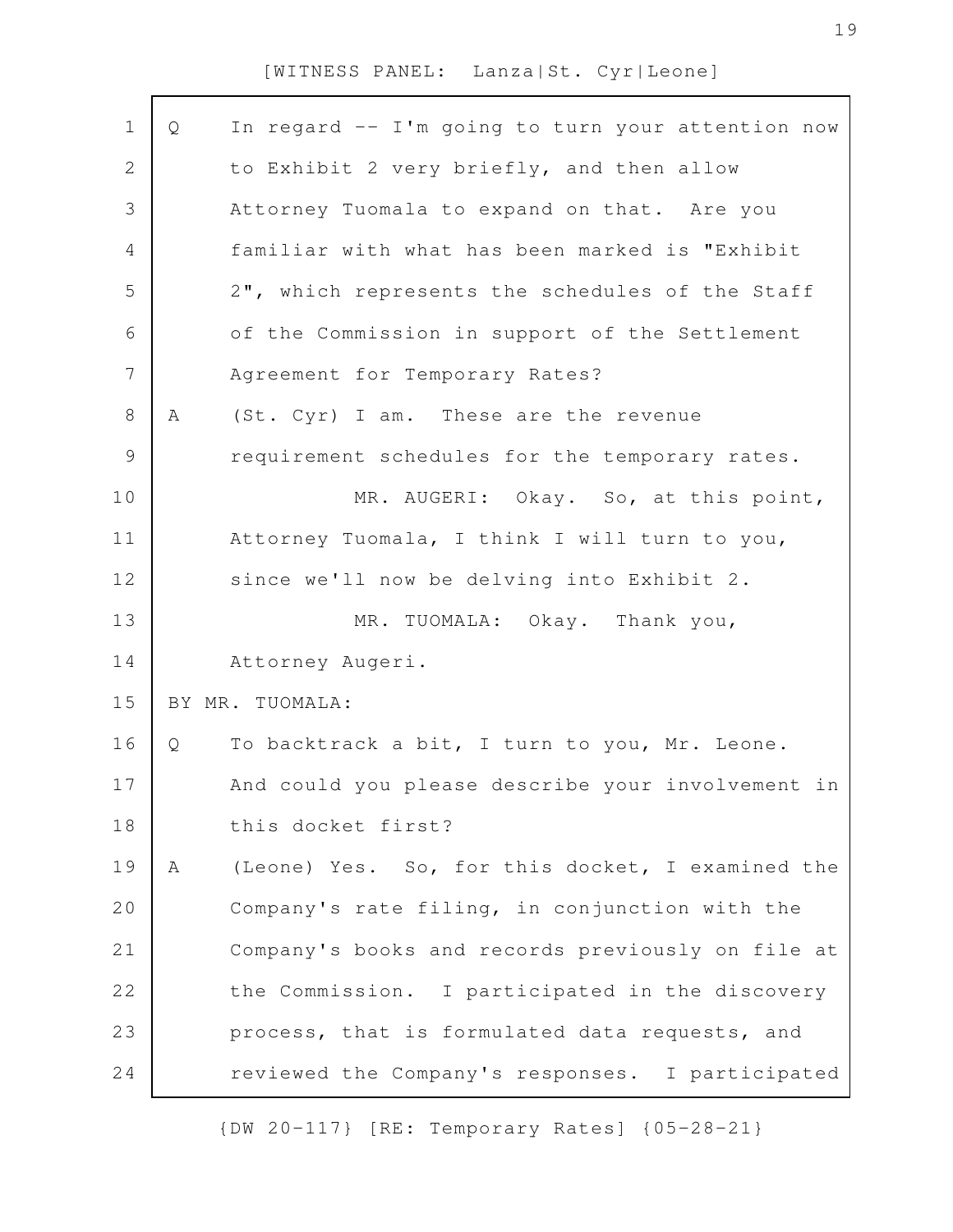Q In regard -- I'm going to turn your attention now to Exhibit 2 very briefly, and then allow Attorney Tuomala to expand on that. Are you familiar with what has been marked is "Exhibit 2", which represents the schedules of the Staff of the Commission in support of the Settlement Agreement for Temporary Rates?

A (St. Cyr) I am. These are the revenue requirement schedules for the temporary rates.

MR. AUGERI: Okay. So, at this point, Attorney Tuomala, I think I will turn to you, since we'll now be delving into Exhibit 2.

MR. TUOMALA: Okay. Thank you, Attorney Augeri.

BY MR. TUOMALA:

Q To backtrack a bit, I turn to you, Mr. Leone. And could you please describe your involvement in this docket first?

A (Leone) Yes. So, for this docket, I examined the Company's rate filing, in conjunction with the Company's books and records previously on file at the Commission. I participated in the discovery process, that is formulated data requests, and reviewed the Company's responses. I participated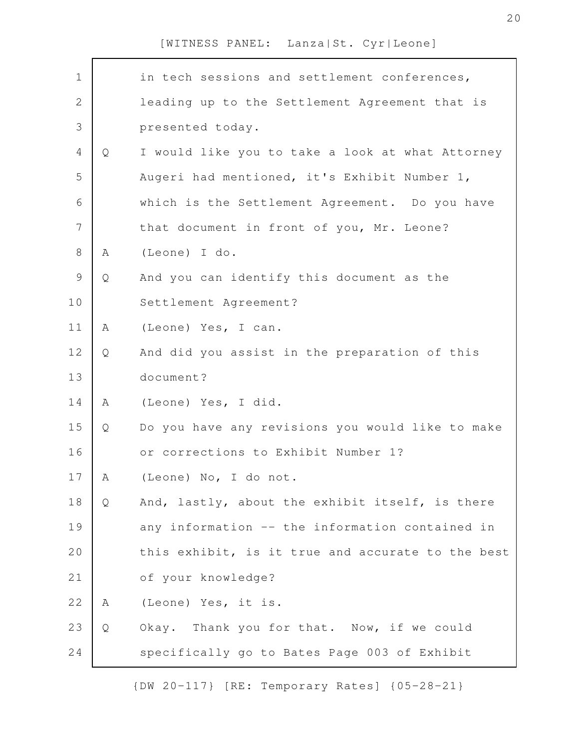in tech sessions and settlement conferences, leading up to the Settlement Agreement that is presented today.

Q I would like you to take a look at what Attorney Augeri had mentioned, it's Exhibit Number 1, which is the Settlement Agreement. Do you have that document in front of you, Mr. Leone?

A (Leone) I do.

Q And you can identify this document as the Settlement Agreement?

A (Leone) Yes, I can.

Q And did you assist in the preparation of this document?

A (Leone) Yes, I did.

Q Do you have any revisions you would like to make or corrections to Exhibit Number 1?

A (Leone) No, I do not.

Q And, lastly, about the exhibit itself, is there any information -- the information contained in this exhibit, is it true and accurate to the best of your knowledge?

A (Leone) Yes, it is.

Q Okay. Thank you for that. Now, if we could specifically go to Bates Page 003 of Exhibit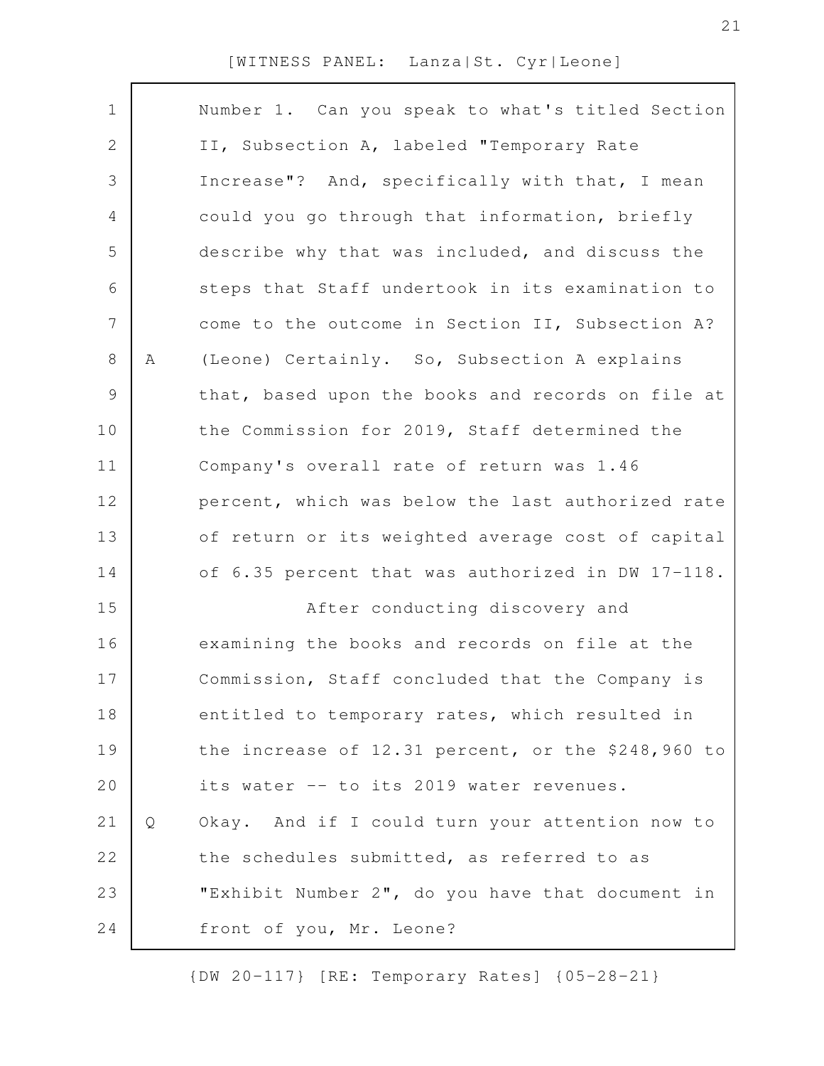Number 1. Can you speak to what's titled Section II, Subsection A, labeled "Temporary Rate Increase"? And, specifically with that, I mean could you go through that information, briefly describe why that was included, and discuss the steps that Staff undertook in its examination to come to the outcome in Section II, Subsection A?

A (Leone) Certainly. So, Subsection A explains that, based upon the books and records on file at the Commission for 2019, Staff determined the Company's overall rate of return was 1.46 percent, which was below the last authorized rate of return or its weighted average cost of capital of 6.35 percent that was authorized in DW 17-118.

After conducting discovery and examining the books and records on file at the Commission, Staff concluded that the Company is entitled to temporary rates, which resulted in the increase of 12.31 percent, or the $248,960 to its water -- to its 2019 water revenues.

Q Okay. And if I could turn your attention now to the schedules submitted, as referred to as "Exhibit Number 2", do you have that document in front of you, Mr. Leone?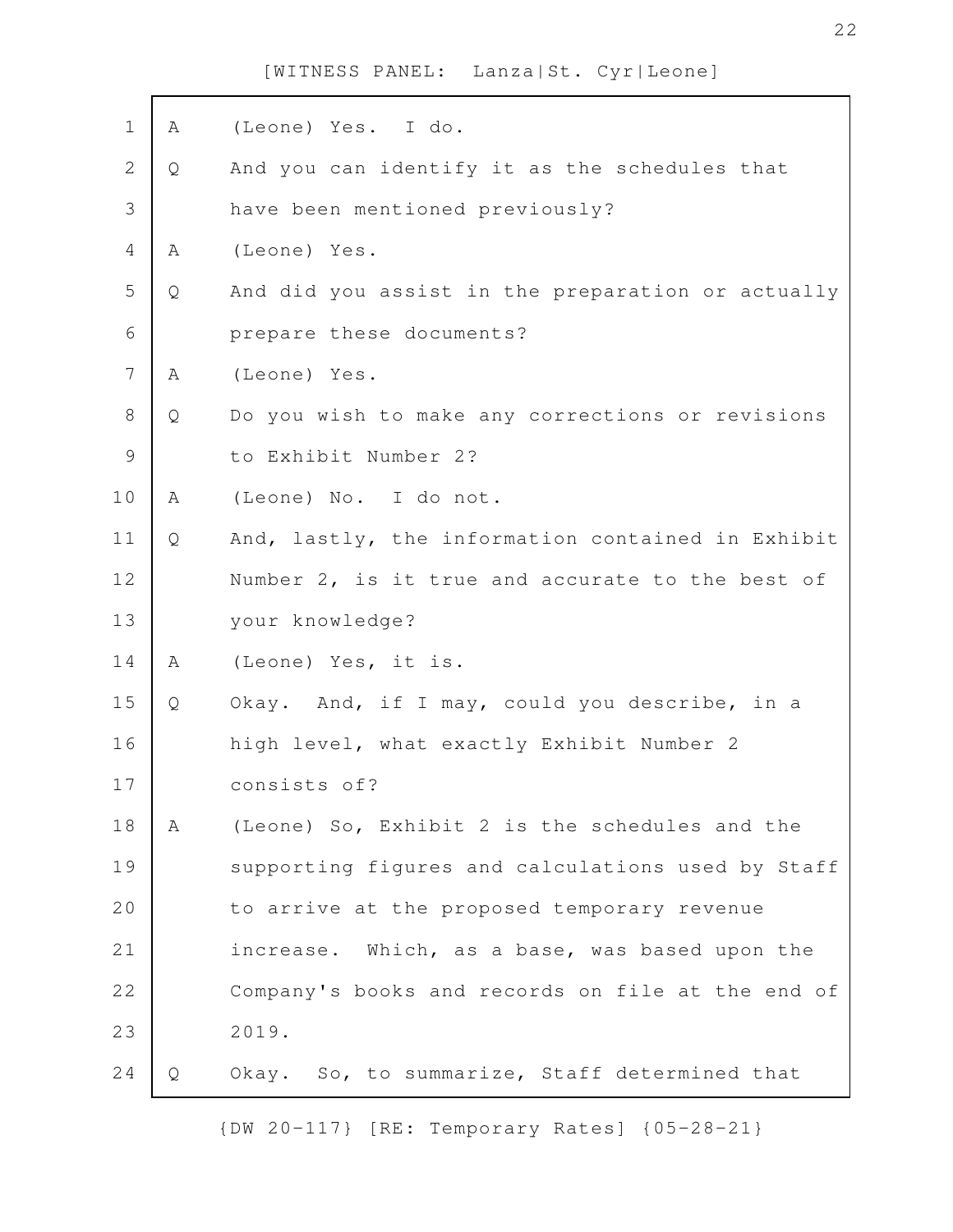[WITNESS PANEL: Lanza|St. Cyr|Leone]

A (Leone) Yes. I do.

Q And you can identify it as the schedules that have been mentioned previously?

A (Leone) Yes.

Q And did you assist in the preparation or actually prepare these documents?

A (Leone) Yes.

Q Do you wish to make any corrections or revisions to Exhibit Number 2?

A (Leone) No. I do not.

Q And, lastly, the information contained in Exhibit Number 2, is it true and accurate to the best of your knowledge?

A (Leone) Yes, it is.

Q Okay. And, if I may, could you describe, in a high level, what exactly Exhibit Number 2 consists of?

A (Leone) So, Exhibit 2 is the schedules and the supporting figures and calculations used by Staff to arrive at the proposed temporary revenue increase. Which, as a base, was based upon the Company's books and records on file at the end of 2019.

Q Okay. So, to summarize, Staff determined that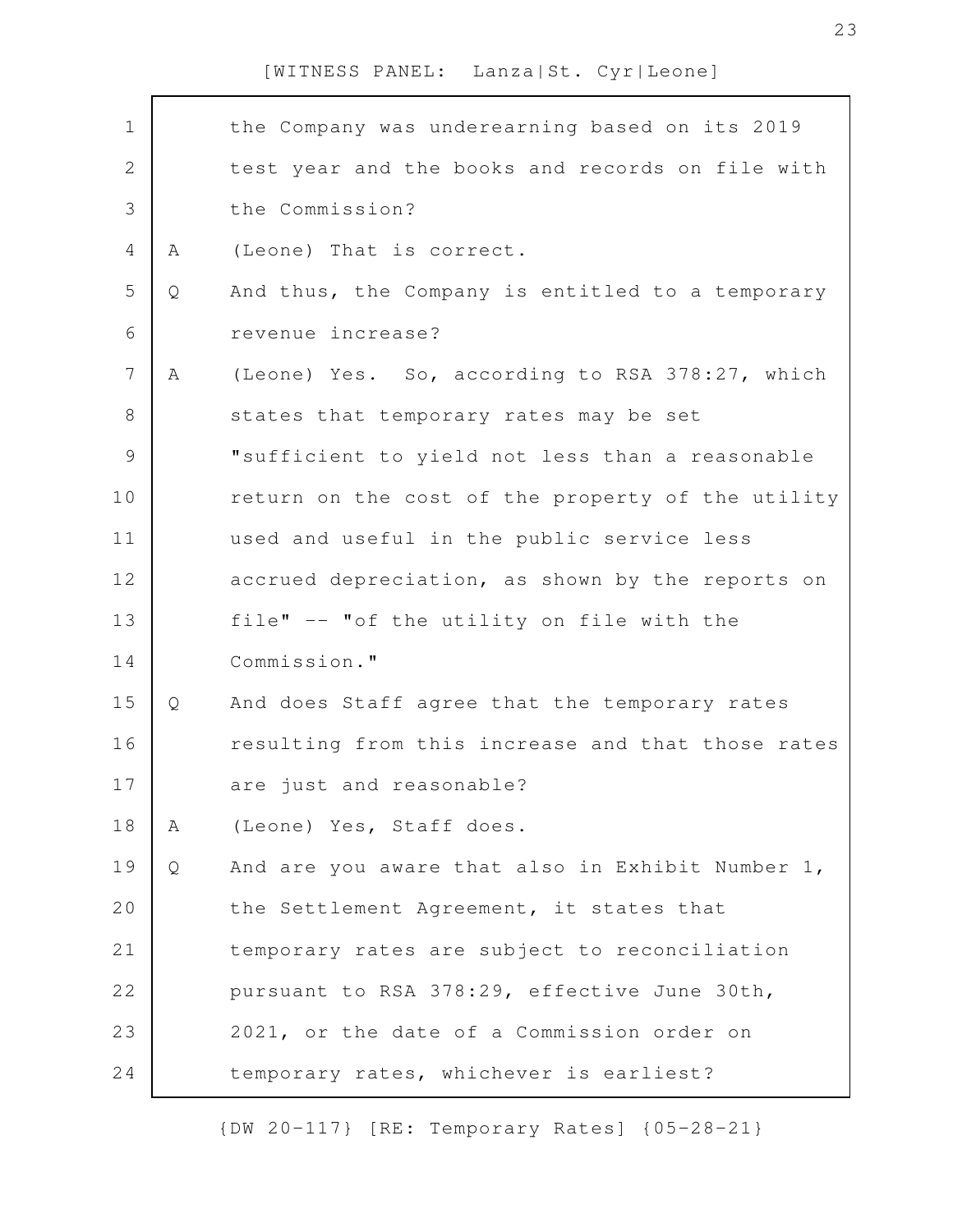the Company was underearning based on its 2019 test year and the books and records on file with the Commission?

A (Leone) That is correct.

Q And thus, the Company is entitled to a temporary revenue increase?

A (Leone) Yes. So, according to RSA 378:27, which states that temporary rates may be set "sufficient to yield not less than a reasonable return on the cost of the property of the utility used and useful in the public service less accrued depreciation, as shown by the reports on file" -- "of the utility on file with the Commission."

Q And does Staff agree that the temporary rates resulting from this increase and that those rates are just and reasonable?

A (Leone) Yes, Staff does.

Q And are you aware that also in Exhibit Number 1, the Settlement Agreement, it states that temporary rates are subject to reconciliation pursuant to RSA 378:29, effective June 30th, 2021, or the date of a Commission order on temporary rates, whichever is earliest?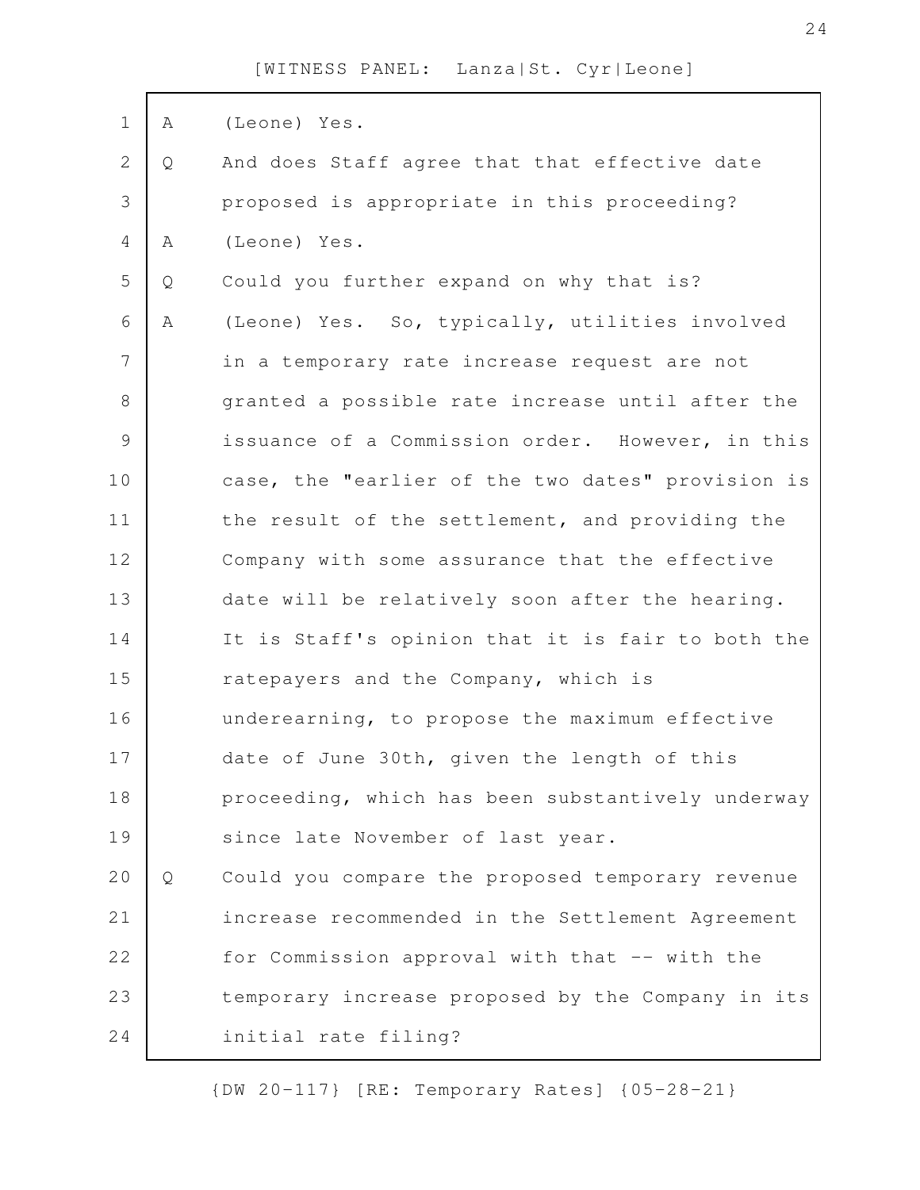A (Leone) Yes.

Q And does Staff agree that that effective date proposed is appropriate in this proceeding?

A (Leone) Yes.

Q Could you further expand on why that is?

A (Leone) Yes. So, typically, utilities involved in a temporary rate increase request are not granted a possible rate increase until after the issuance of a Commission order. However, in this case, the "earlier of the two dates" provision is the result of the settlement, and providing the Company with some assurance that the effective date will be relatively soon after the hearing. It is Staff's opinion that it is fair to both the ratepayers and the Company, which is underearning, to propose the maximum effective date of June 30th, given the length of this proceeding, which has been substantively underway since late November of last year.

Q Could you compare the proposed temporary revenue increase recommended in the Settlement Agreement for Commission approval with that -- with the temporary increase proposed by the Company in its initial rate filing?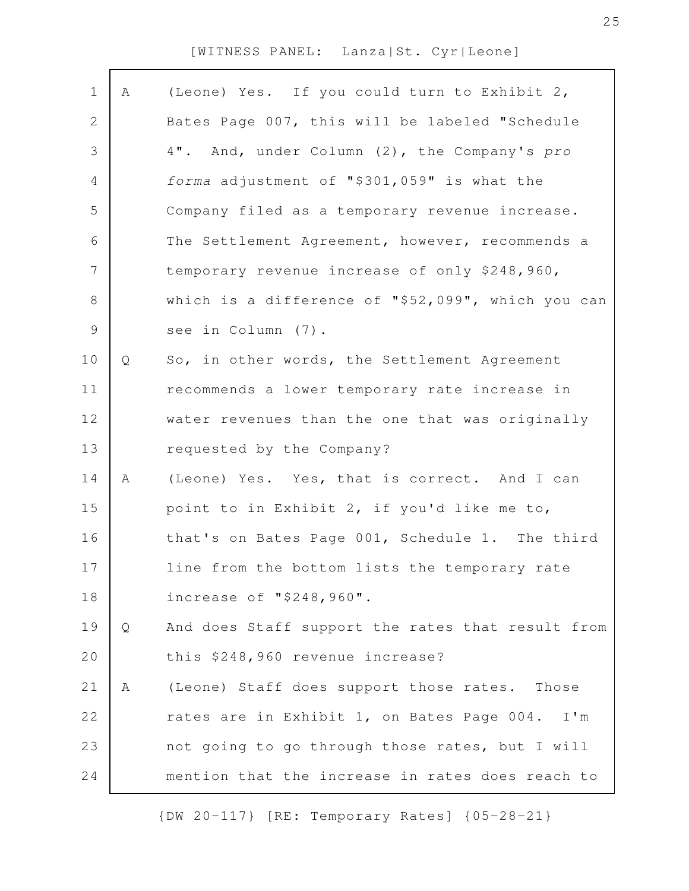A (Leone) Yes. If you could turn to Exhibit 2, Bates Page 007, this will be labeled "Schedule 4". And, under Column (2), the Company's *pro forma* adjustment of "$301,059" is what the Company filed as a temporary revenue increase. The Settlement Agreement, however, recommends a temporary revenue increase of only $248,960, which is a difference of "$52,099", which you can see in Column (7).

Q So, in other words, the Settlement Agreement recommends a lower temporary rate increase in water revenues than the one that was originally requested by the Company?

A (Leone) Yes. Yes, that is correct. And I can point to in Exhibit 2, if you'd like me to, that's on Bates Page 001, Schedule 1. The third line from the bottom lists the temporary rate increase of "$248,960".

Q And does Staff support the rates that result from this $248,960 revenue increase?

A (Leone) Staff does support those rates. Those rates are in Exhibit 1, on Bates Page 004. I'm not going to go through those rates, but I will mention that the increase in rates does reach to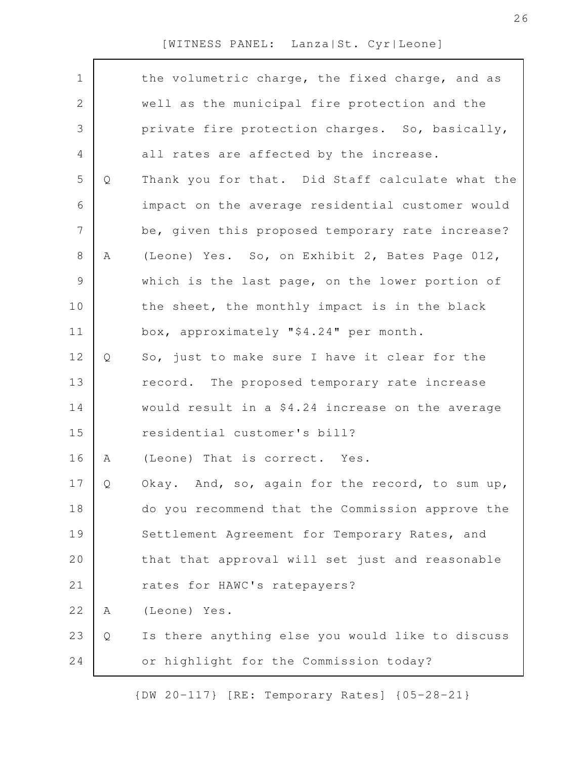the volumetric charge, the fixed charge, and as well as the municipal fire protection and the private fire protection charges. So, basically, all rates are affected by the increase.

Q Thank you for that. Did Staff calculate what the impact on the average residential customer would be, given this proposed temporary rate increase?

A (Leone) Yes. So, on Exhibit 2, Bates Page 012, which is the last page, on the lower portion of the sheet, the monthly impact is in the black box, approximately "$4.24" per month.

Q So, just to make sure I have it clear for the record. The proposed temporary rate increase would result in a $4.24 increase on the average residential customer's bill?

A (Leone) That is correct. Yes.

Q Okay. And, so, again for the record, to sum up, do you recommend that the Commission approve the Settlement Agreement for Temporary Rates, and that that approval will set just and reasonable rates for HAWC's ratepayers?

A (Leone) Yes.

Q Is there anything else you would like to discuss or highlight for the Commission today?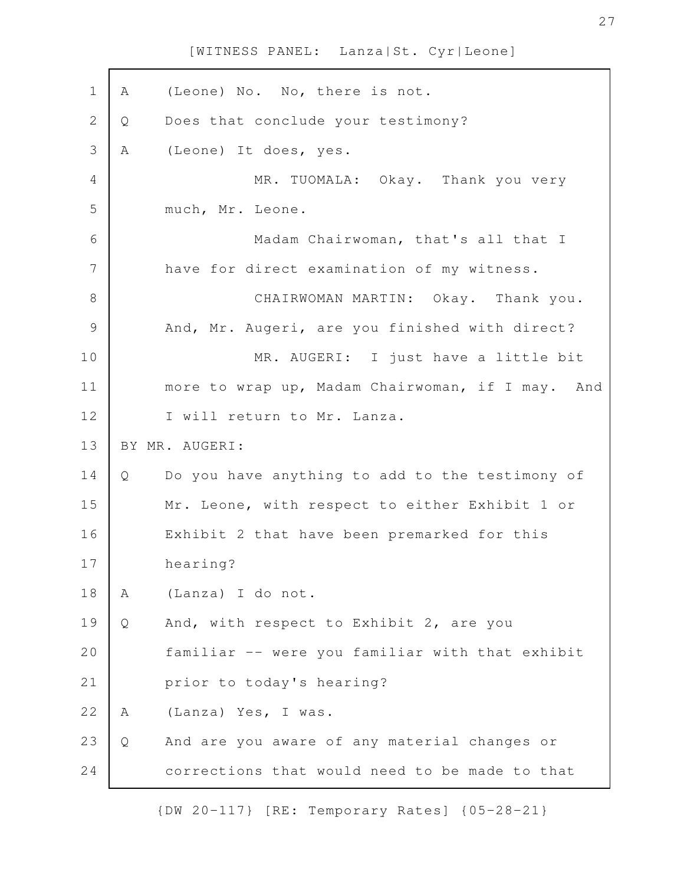[WITNESS PANEL: Lanza|St. Cyr|Leone]

A (Leone) No. No, there is not.

Q Does that conclude your testimony?

A (Leone) It does, yes.

MR. TUOMALA: Okay. Thank you very much, Mr. Leone.

Madam Chairwoman, that's all that I have for direct examination of my witness.

CHAIRWOMAN MARTIN: Okay. Thank you. And, Mr. Augeri, are you finished with direct?

MR. AUGERI: I just have a little bit more to wrap up, Madam Chairwoman, if I may. And I will return to Mr. Lanza.

BY MR. AUGERI:

Q Do you have anything to add to the testimony of Mr. Leone, with respect to either Exhibit 1 or Exhibit 2 that have been premarked for this hearing?

A (Lanza) I do not.

Q And, with respect to Exhibit 2, are you familiar -- were you familiar with that exhibit prior to today's hearing?

A (Lanza) Yes, I was.

Q And are you aware of any material changes or corrections that would need to be made to that

{DW 20-117} [RE: Temporary Rates] {05-28-21}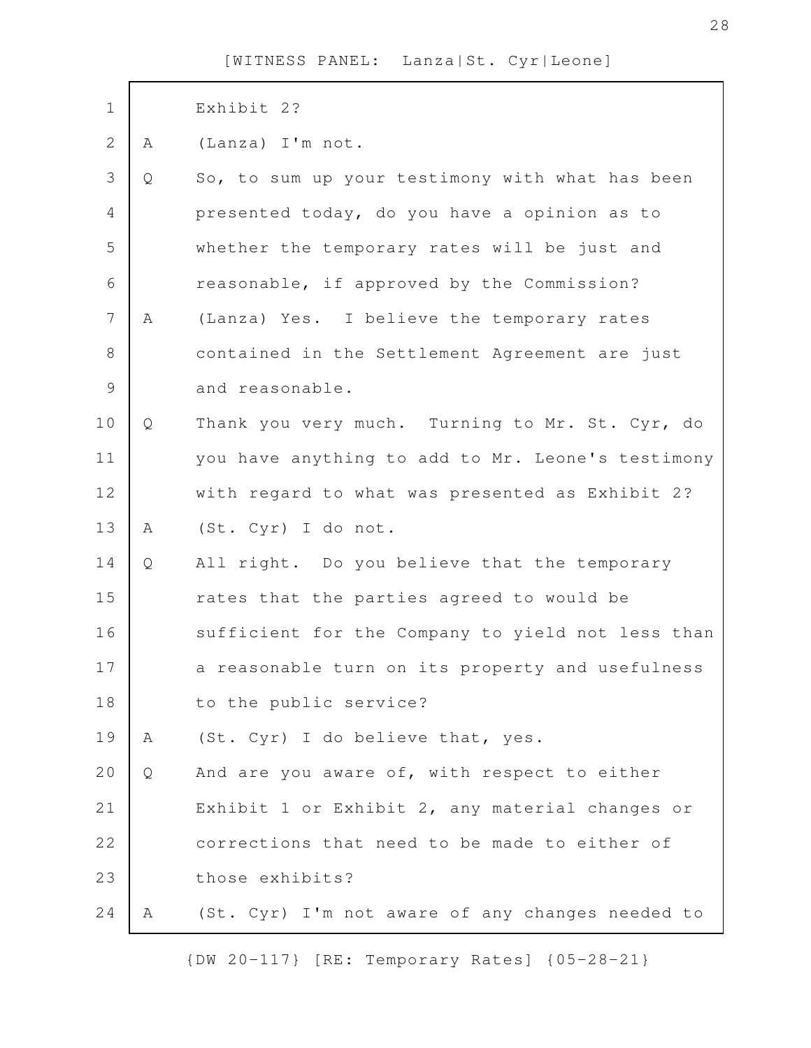Exhibit 2?

A (Lanza) I'm not.

Q So, to sum up your testimony with what has been presented today, do you have a opinion as to whether the temporary rates will be just and reasonable, if approved by the Commission?

A (Lanza) Yes. I believe the temporary rates contained in the Settlement Agreement are just and reasonable.

Q Thank you very much. Turning to Mr. St. Cyr, do you have anything to add to Mr. Leone's testimony with regard to what was presented as Exhibit 2?

A (St. Cyr) I do not.

Q All right. Do you believe that the temporary rates that the parties agreed to would be sufficient for the Company to yield not less than a reasonable turn on its property and usefulness to the public service?

A (St. Cyr) I do believe that, yes.

Q And are you aware of, with respect to either Exhibit 1 or Exhibit 2, any material changes or corrections that need to be made to either of those exhibits?

A (St. Cyr) I'm not aware of any changes needed to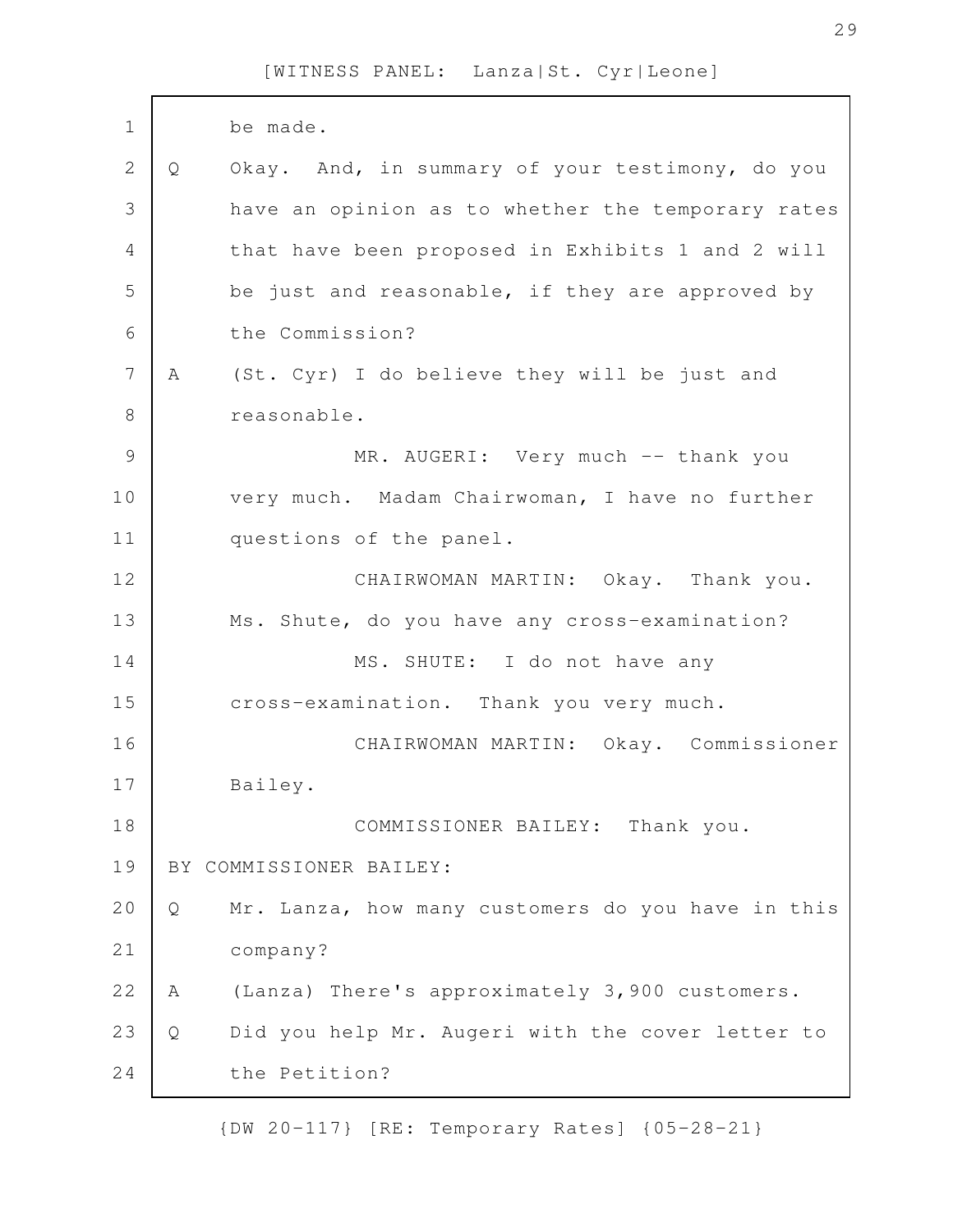be made.

Q Okay. And, in summary of your testimony, do you have an opinion as to whether the temporary rates that have been proposed in Exhibits 1 and 2 will be just and reasonable, if they are approved by the Commission?

A (St. Cyr) I do believe they will be just and reasonable.

MR. AUGERI: Very much -- thank you very much. Madam Chairwoman, I have no further questions of the panel.

CHAIRWOMAN MARTIN: Okay. Thank you. Ms. Shute, do you have any cross-examination?

MS. SHUTE: I do not have any cross-examination. Thank you very much.

CHAIRWOMAN MARTIN: Okay. Commissioner Bailey.

COMMISSIONER BAILEY: Thank you.

BY COMMISSIONER BAILEY:

Q Mr. Lanza, how many customers do you have in this company?

A (Lanza) There's approximately 3,900 customers.

Q Did you help Mr. Augeri with the cover letter to the Petition?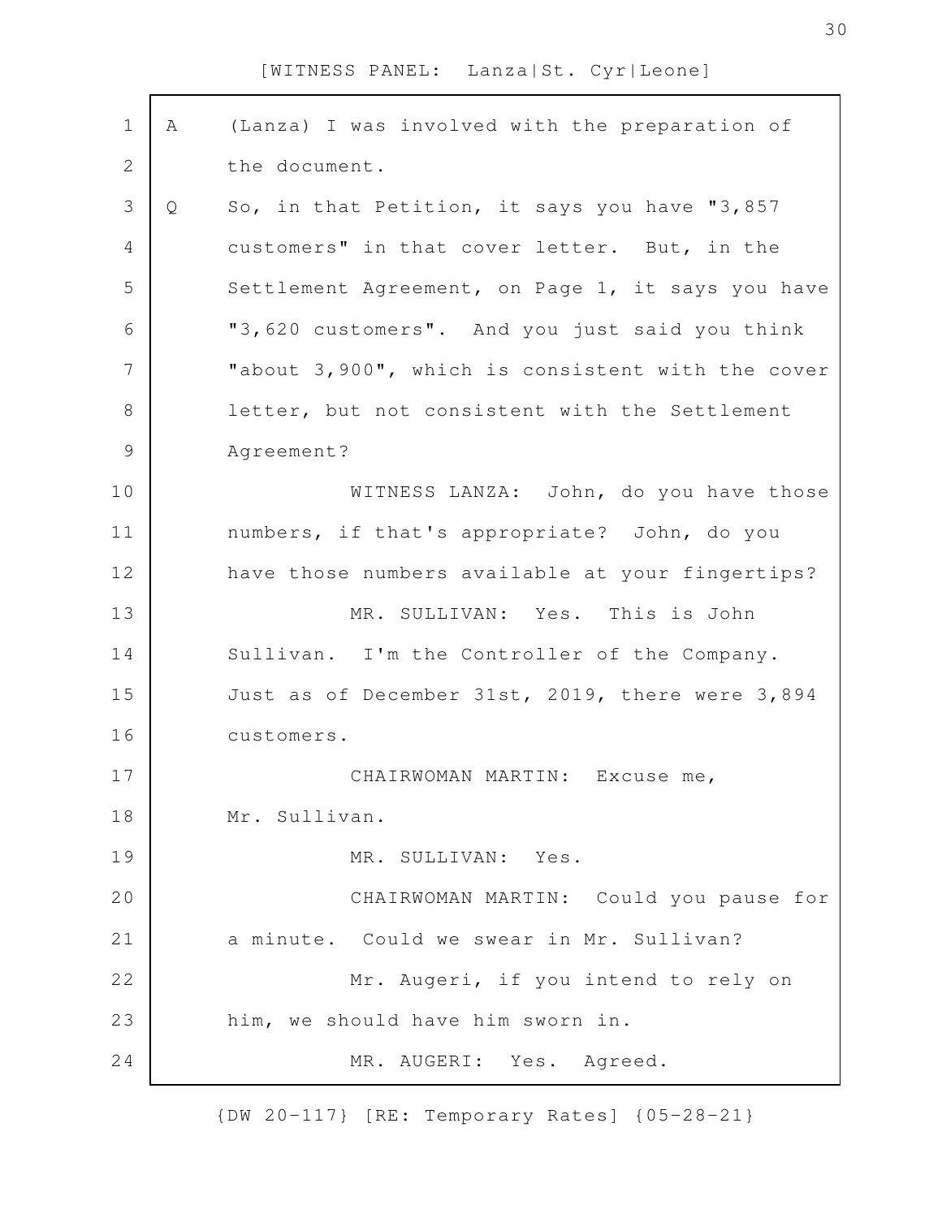A (Lanza) I was involved with the preparation of the document.

Q So, in that Petition, it says you have "3,857 customers" in that cover letter. But, in the Settlement Agreement, on Page 1, it says you have "3,620 customers". And you just said you think "about 3,900", which is consistent with the cover letter, but not consistent with the Settlement Agreement?

WITNESS LANZA: John, do you have those numbers, if that's appropriate? John, do you have those numbers available at your fingertips?

MR. SULLIVAN: Yes. This is John Sullivan. I'm the Controller of the Company. Just as of December 31st, 2019, there were 3,894 customers.

CHAIRWOMAN MARTIN: Excuse me, Mr. Sullivan.

MR. SULLIVAN: Yes.

CHAIRWOMAN MARTIN: Could you pause for a minute. Could we swear in Mr. Sullivan?

Mr. Augeri, if you intend to rely on him, we should have him sworn in.

MR. AUGERI: Yes. Agreed.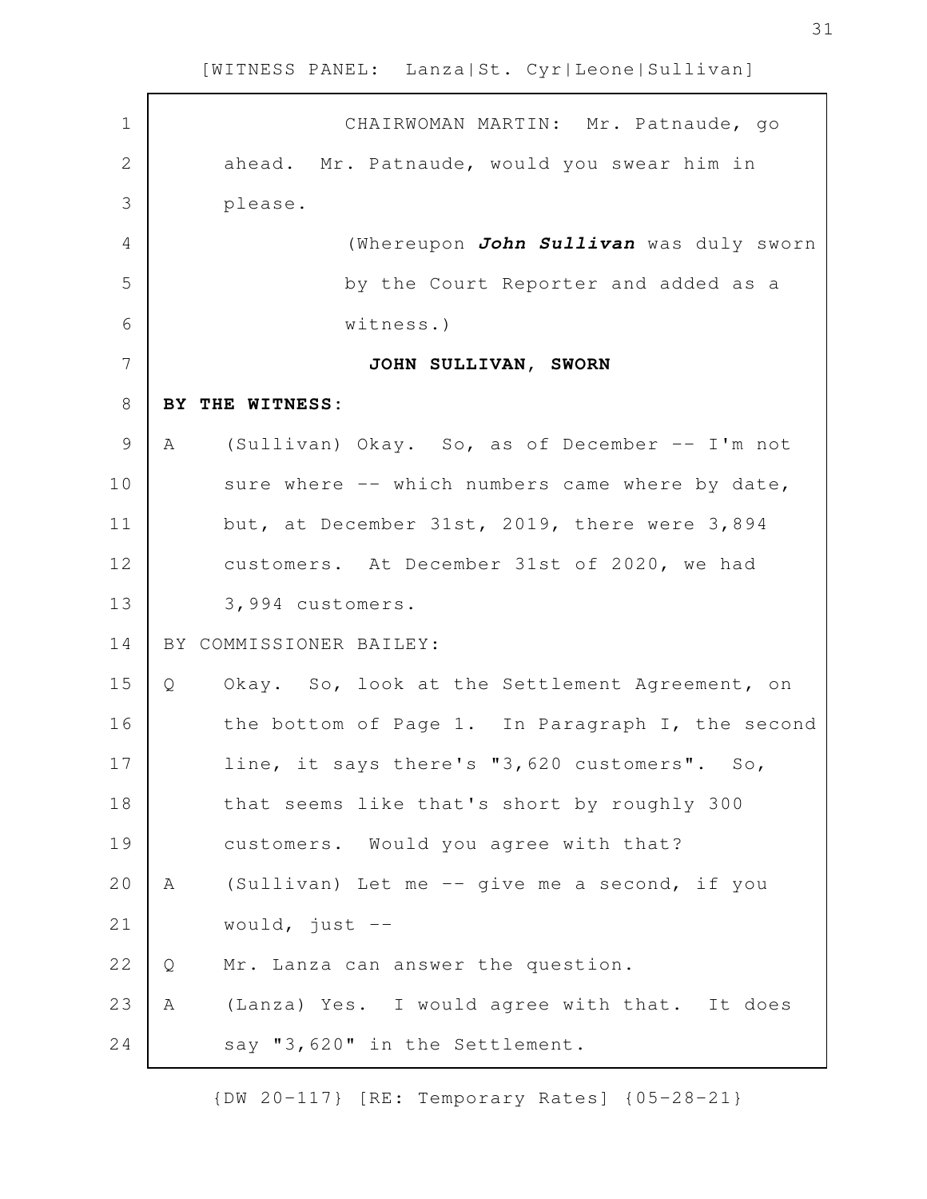CHAIRWOMAN MARTIN: Mr. Patnaude, go ahead. Mr. Patnaude, would you swear him in please.

(Whereupon ***John Sullivan*** was duly sworn by the Court Reporter and added as a witness.)

**JOHN SULLIVAN, SWORN**

**BY THE WITNESS:**

A (Sullivan) Okay. So, as of December -- I'm not sure where -- which numbers came where by date, but, at December 31st, 2019, there were 3,894 customers. At December 31st of 2020, we had 3,994 customers.

BY COMMISSIONER BAILEY:

Q Okay. So, look at the Settlement Agreement, on the bottom of Page 1. In Paragraph I, the second line, it says there's "3,620 customers". So, that seems like that's short by roughly 300 customers. Would you agree with that?

A (Sullivan) Let me -- give me a second, if you would, just --

Q Mr. Lanza can answer the question.

A (Lanza) Yes. I would agree with that. It does say "3,620" in the Settlement.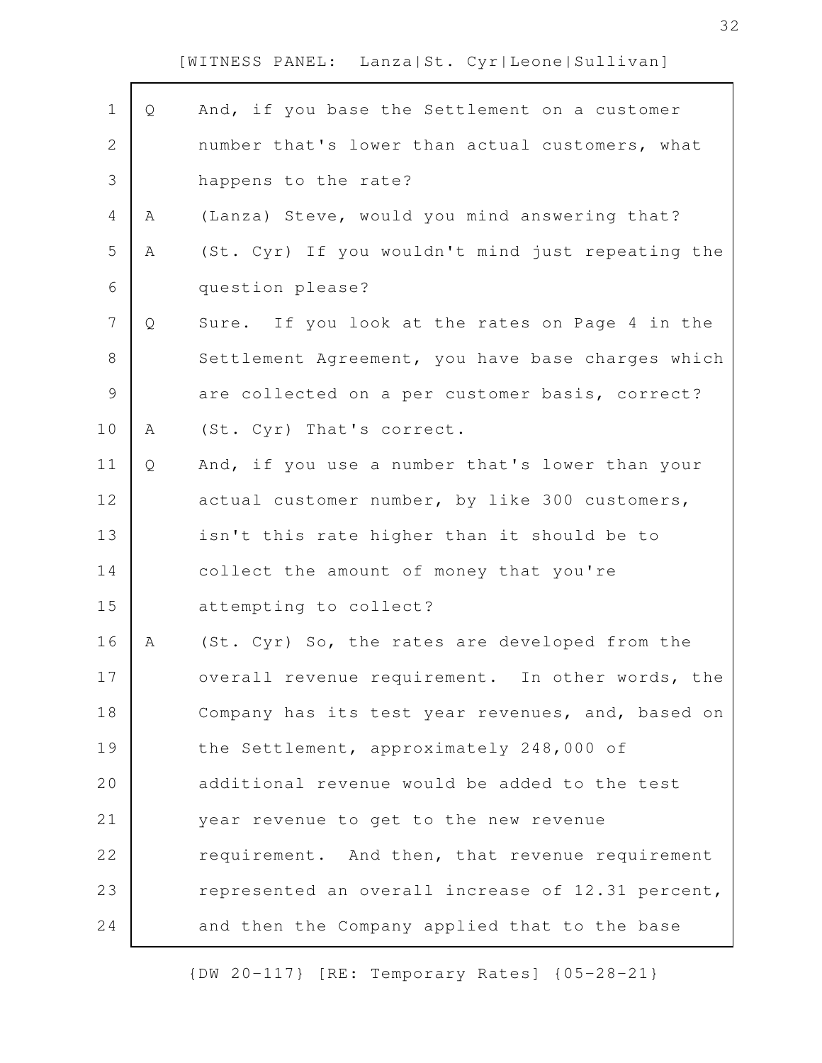Q And, if you base the Settlement on a customer number that's lower than actual customers, what happens to the rate?

A (Lanza) Steve, would you mind answering that?

A (St. Cyr) If you wouldn't mind just repeating the question please?

Q Sure. If you look at the rates on Page 4 in the Settlement Agreement, you have base charges which are collected on a per customer basis, correct?

A (St. Cyr) That's correct.

Q And, if you use a number that's lower than your actual customer number, by like 300 customers, isn't this rate higher than it should be to collect the amount of money that you're attempting to collect?

A (St. Cyr) So, the rates are developed from the overall revenue requirement. In other words, the Company has its test year revenues, and, based on the Settlement, approximately 248,000 of additional revenue would be added to the test year revenue to get to the new revenue requirement. And then, that revenue requirement represented an overall increase of 12.31 percent, and then the Company applied that to the base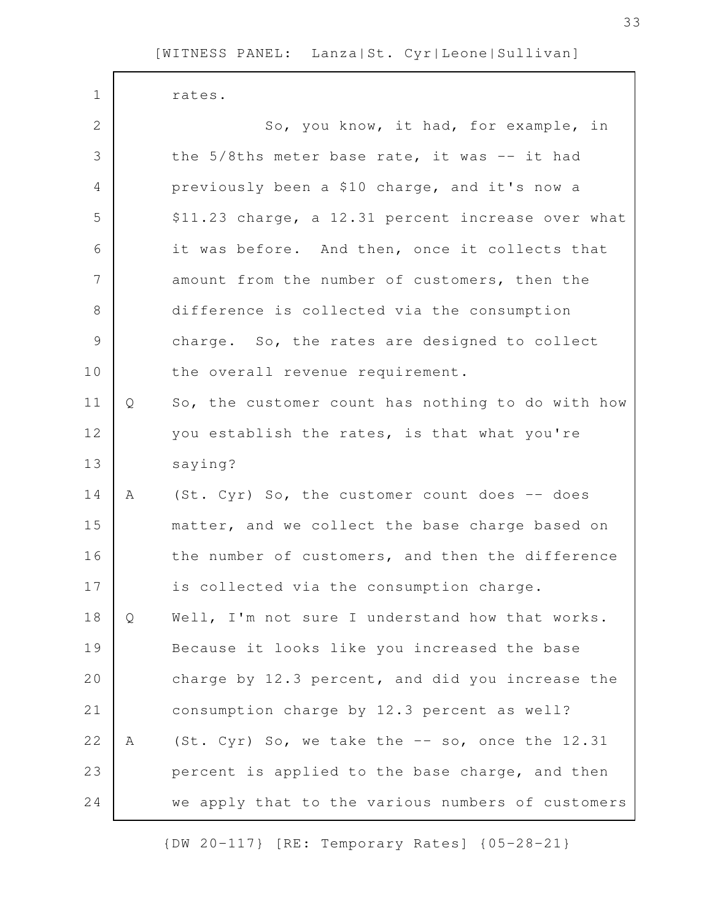rates.

So, you know, it had, for example, in the 5/8ths meter base rate, it was -- it had previously been a $10 charge, and it's now a $11.23 charge, a 12.31 percent increase over what it was before. And then, once it collects that amount from the number of customers, then the difference is collected via the consumption charge. So, the rates are designed to collect the overall revenue requirement.

Q So, the customer count has nothing to do with how you establish the rates, is that what you're saying?

A (St. Cyr) So, the customer count does -- does matter, and we collect the base charge based on the number of customers, and then the difference is collected via the consumption charge.

Q Well, I'm not sure I understand how that works. Because it looks like you increased the base charge by 12.3 percent, and did you increase the consumption charge by 12.3 percent as well?

A (St. Cyr) So, we take the -- so, once the 12.31 percent is applied to the base charge, and then we apply that to the various numbers of customers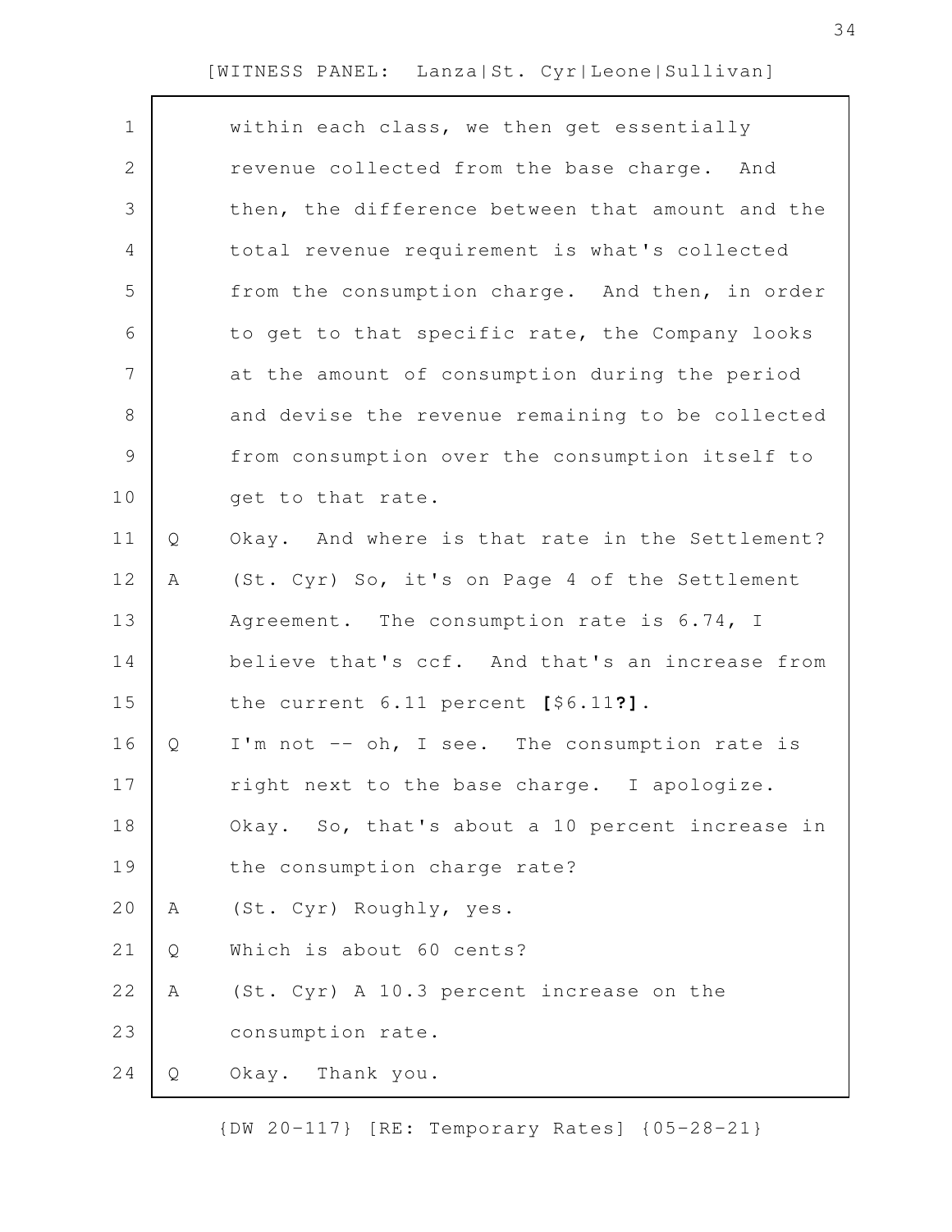within each class, we then get essentially revenue collected from the base charge. And then, the difference between that amount and the total revenue requirement is what's collected from the consumption charge. And then, in order to get to that specific rate, the Company looks at the amount of consumption during the period and devise the revenue remaining to be collected from consumption over the consumption itself to get to that rate.

Q Okay. And where is that rate in the Settlement?

A (St. Cyr) So, it's on Page 4 of the Settlement Agreement. The consumption rate is 6.74, I believe that's ccf. And that's an increase from the current 6.11 percent **[**$6.11**?]**.

Q I'm not -- oh, I see. The consumption rate is right next to the base charge. I apologize. Okay. So, that's about a 10 percent increase in the consumption charge rate?

A (St. Cyr) Roughly, yes.

Q Which is about 60 cents?

A (St. Cyr) A 10.3 percent increase on the consumption rate.

Q Okay. Thank you.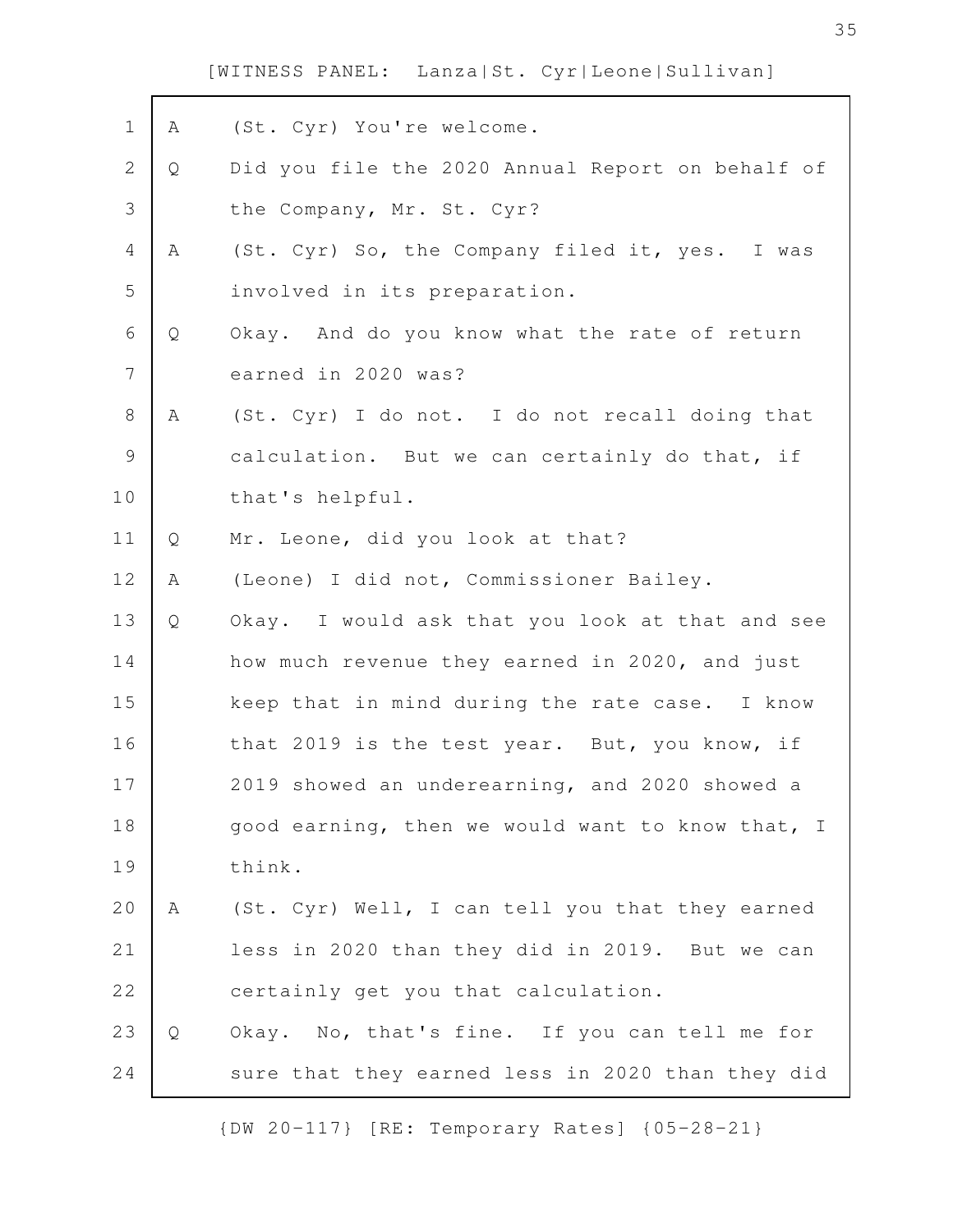A (St. Cyr) You're welcome.

Q Did you file the 2020 Annual Report on behalf of the Company, Mr. St. Cyr?

A (St. Cyr) So, the Company filed it, yes. I was involved in its preparation.

Q Okay. And do you know what the rate of return earned in 2020 was?

A (St. Cyr) I do not. I do not recall doing that calculation. But we can certainly do that, if that's helpful.

Q Mr. Leone, did you look at that?

A (Leone) I did not, Commissioner Bailey.

Q Okay. I would ask that you look at that and see how much revenue they earned in 2020, and just keep that in mind during the rate case. I know that 2019 is the test year. But, you know, if 2019 showed an underearning, and 2020 showed a good earning, then we would want to know that, I think.

A (St. Cyr) Well, I can tell you that they earned less in 2020 than they did in 2019. But we can certainly get you that calculation.

Q Okay. No, that's fine. If you can tell me for sure that they earned less in 2020 than they did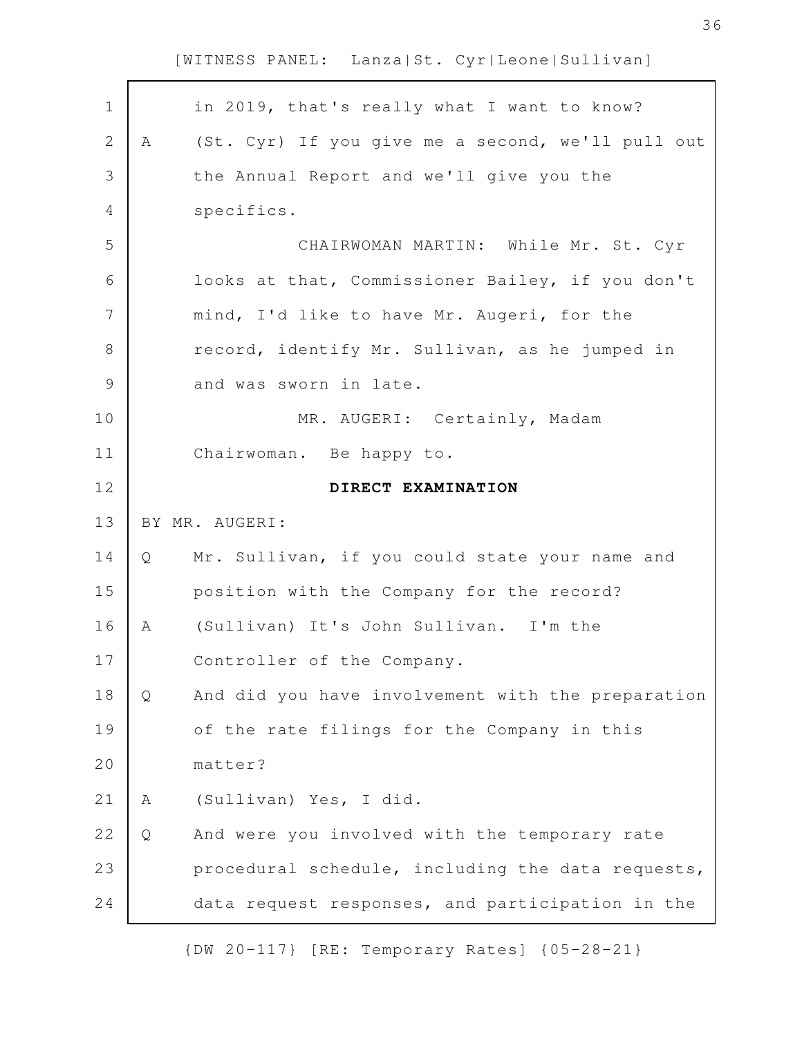in 2019, that's really what I want to know?

A (St. Cyr) If you give me a second, we'll pull out the Annual Report and we'll give you the specifics.

CHAIRWOMAN MARTIN: While Mr. St. Cyr looks at that, Commissioner Bailey, if you don't mind, I'd like to have Mr. Augeri, for the record, identify Mr. Sullivan, as he jumped in and was sworn in late.

MR. AUGERI: Certainly, Madam Chairwoman. Be happy to.

**DIRECT EXAMINATION**

BY MR. AUGERI:

Q Mr. Sullivan, if you could state your name and position with the Company for the record?

A (Sullivan) It's John Sullivan. I'm the Controller of the Company.

Q And did you have involvement with the preparation of the rate filings for the Company in this matter?

A (Sullivan) Yes, I did.

Q And were you involved with the temporary rate procedural schedule, including the data requests, data request responses, and participation in the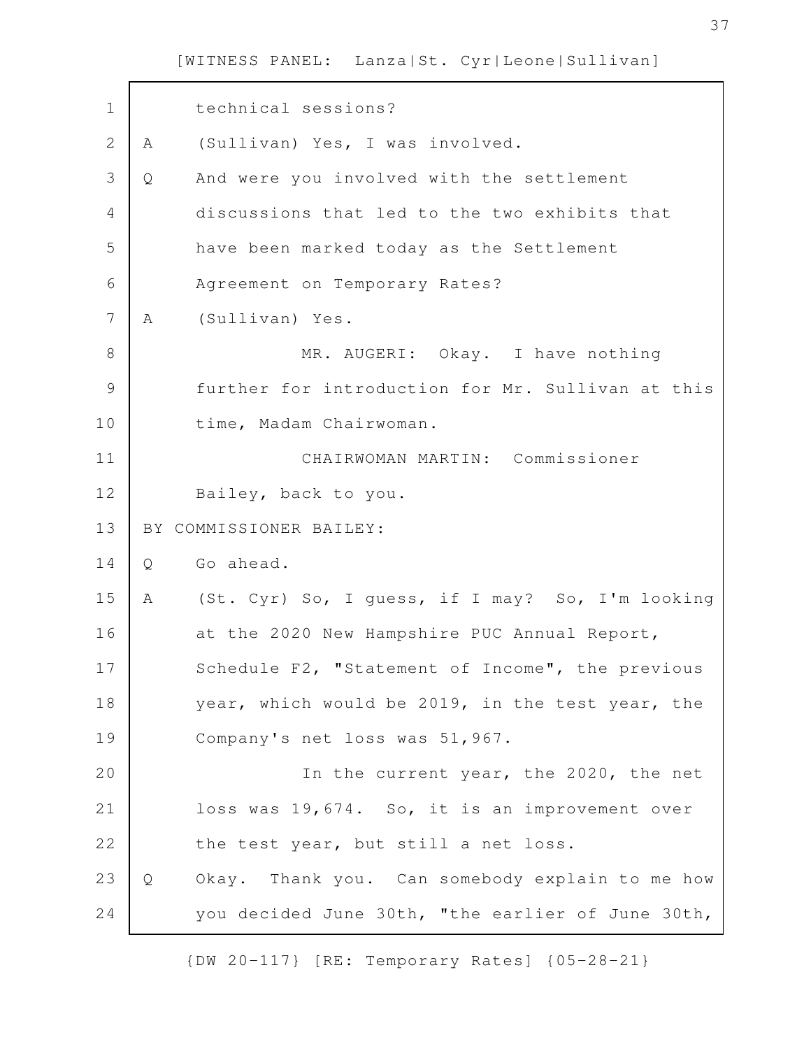technical sessions?

A (Sullivan) Yes, I was involved.

Q And were you involved with the settlement discussions that led to the two exhibits that have been marked today as the Settlement Agreement on Temporary Rates?

A (Sullivan) Yes.

MR. AUGERI: Okay. I have nothing further for introduction for Mr. Sullivan at this time, Madam Chairwoman.

CHAIRWOMAN MARTIN: Commissioner Bailey, back to you.

BY COMMISSIONER BAILEY:

Q Go ahead.

A (St. Cyr) So, I guess, if I may? So, I'm looking at the 2020 New Hampshire PUC Annual Report, Schedule F2, "Statement of Income", the previous year, which would be 2019, in the test year, the Company's net loss was 51,967.

In the current year, the 2020, the net loss was 19,674. So, it is an improvement over the test year, but still a net loss.

Q Okay. Thank you. Can somebody explain to me how you decided June 30th, "the earlier of June 30th,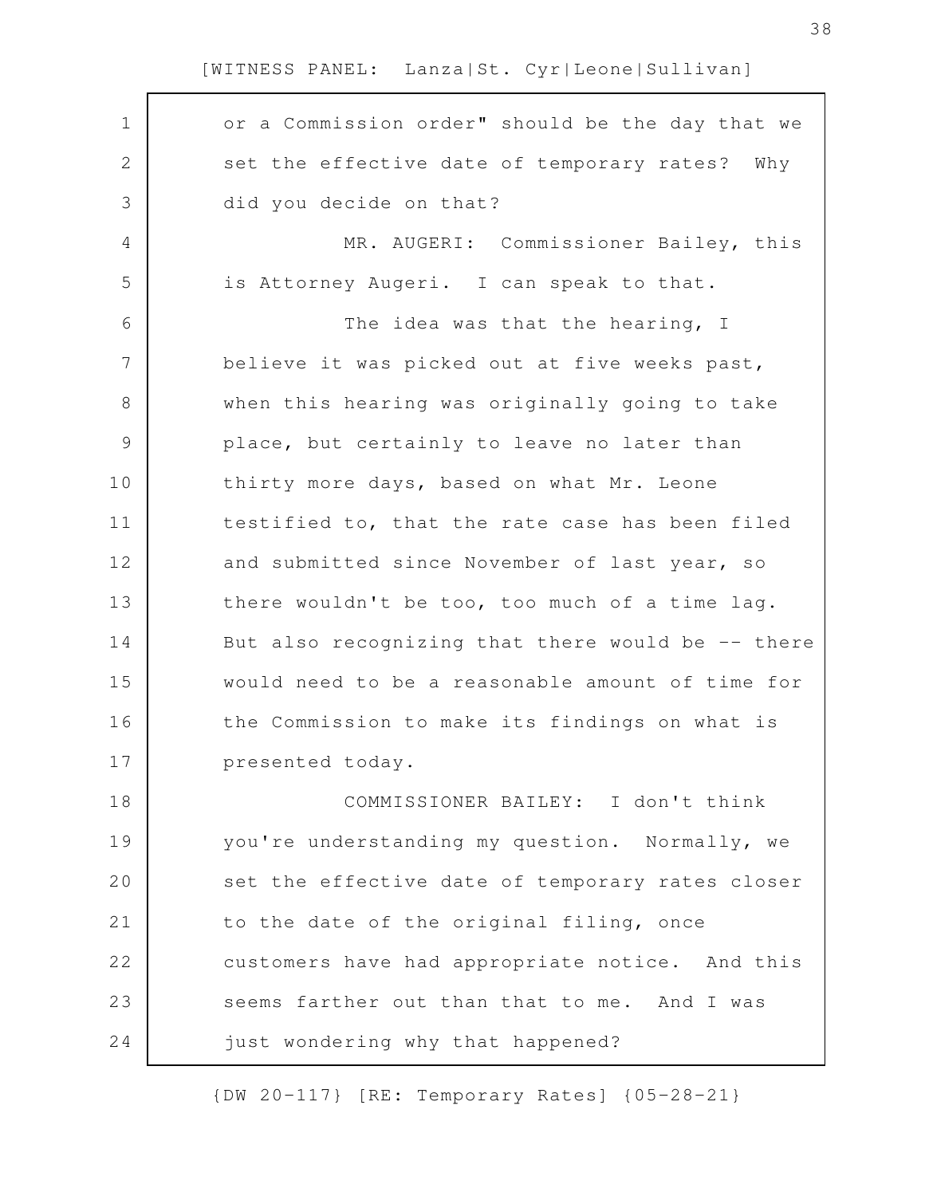or a Commission order" should be the day that we set the effective date of temporary rates? Why did you decide on that?

MR. AUGERI: Commissioner Bailey, this is Attorney Augeri. I can speak to that.

The idea was that the hearing, I believe it was picked out at five weeks past, when this hearing was originally going to take place, but certainly to leave no later than thirty more days, based on what Mr. Leone testified to, that the rate case has been filed and submitted since November of last year, so there wouldn't be too, too much of a time lag. But also recognizing that there would be -- there would need to be a reasonable amount of time for the Commission to make its findings on what is presented today.

COMMISSIONER BAILEY: I don't think you're understanding my question. Normally, we set the effective date of temporary rates closer to the date of the original filing, once customers have had appropriate notice. And this seems farther out than that to me. And I was just wondering why that happened?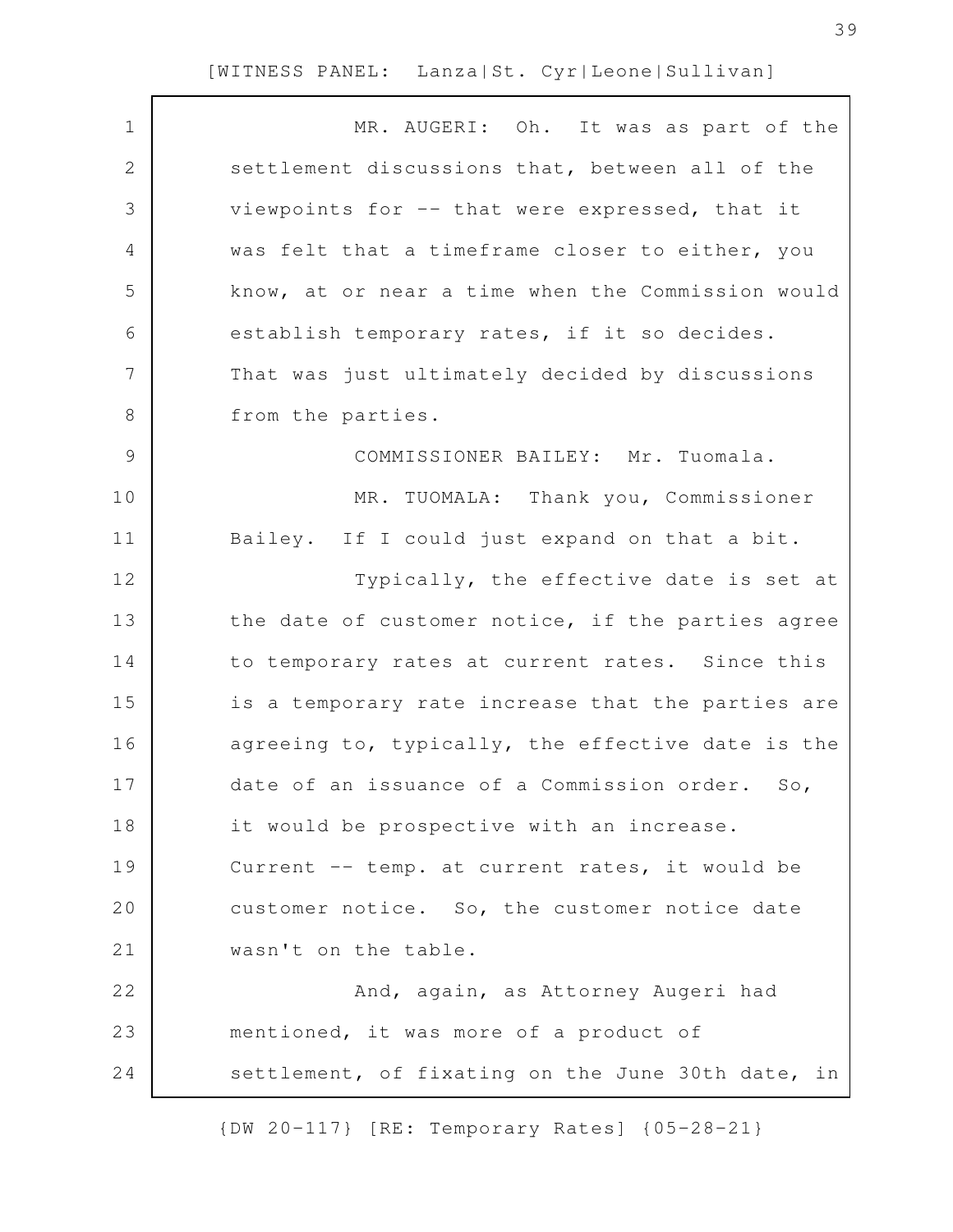MR. AUGERI: Oh. It was as part of the settlement discussions that, between all of the viewpoints for -- that were expressed, that it was felt that a timeframe closer to either, you know, at or near a time when the Commission would establish temporary rates, if it so decides. That was just ultimately decided by discussions from the parties.

COMMISSIONER BAILEY: Mr. Tuomala.

MR. TUOMALA: Thank you, Commissioner Bailey. If I could just expand on that a bit.

Typically, the effective date is set at the date of customer notice, if the parties agree to temporary rates at current rates. Since this is a temporary rate increase that the parties are agreeing to, typically, the effective date is the date of an issuance of a Commission order. So, it would be prospective with an increase. Current -- temp. at current rates, it would be customer notice. So, the customer notice date wasn't on the table.

And, again, as Attorney Augeri had mentioned, it was more of a product of settlement, of fixating on the June 30th date, in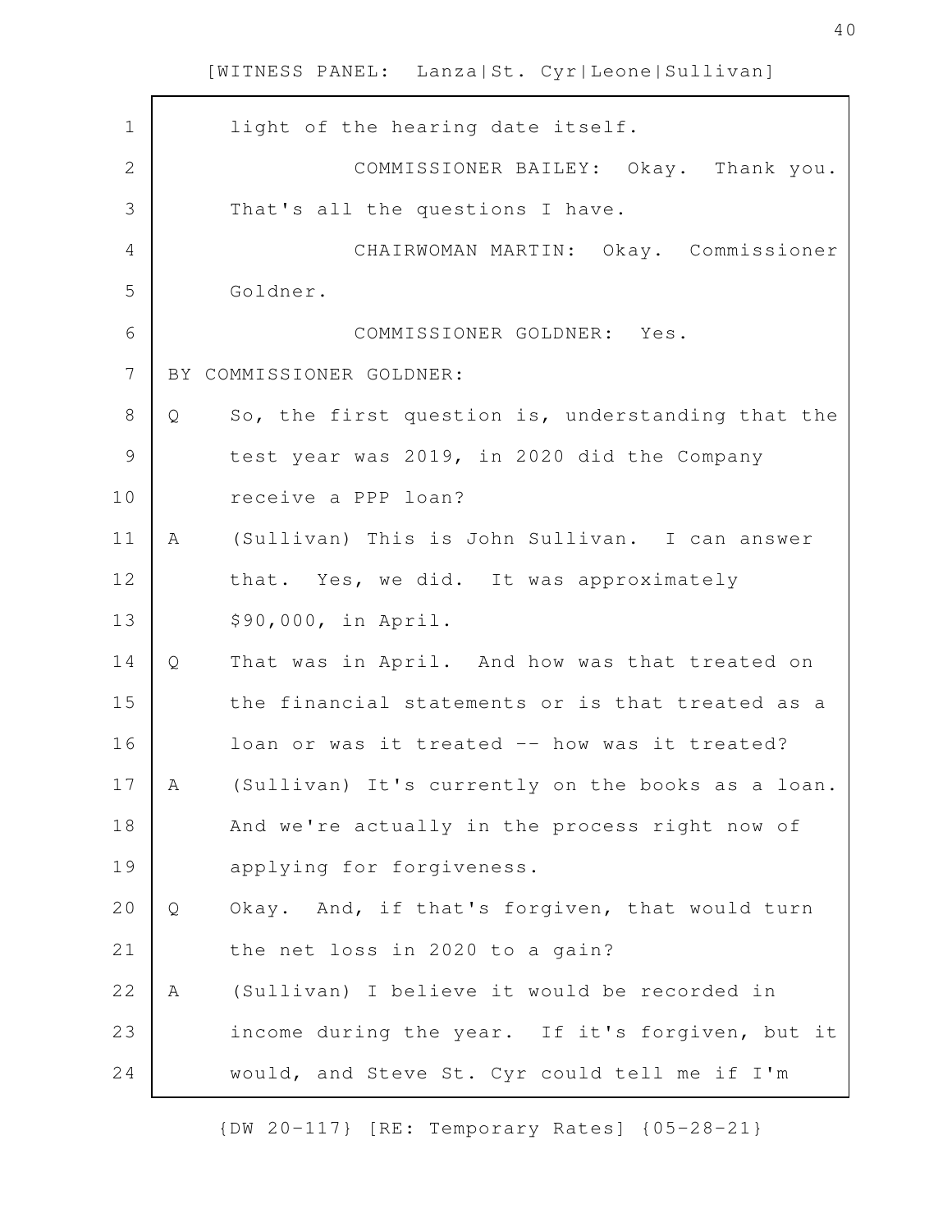light of the hearing date itself.

COMMISSIONER BAILEY: Okay. Thank you. That's all the questions I have.

CHAIRWOMAN MARTIN: Okay. Commissioner Goldner.

COMMISSIONER GOLDNER: Yes.

BY COMMISSIONER GOLDNER:

Q So, the first question is, understanding that the test year was 2019, in 2020 did the Company receive a PPP loan?

A (Sullivan) This is John Sullivan. I can answer that. Yes, we did. It was approximately $90,000, in April.

Q That was in April. And how was that treated on the financial statements or is that treated as a loan or was it treated -- how was it treated?

A (Sullivan) It's currently on the books as a loan. And we're actually in the process right now of applying for forgiveness.

Q Okay. And, if that's forgiven, that would turn the net loss in 2020 to a gain?

A (Sullivan) I believe it would be recorded in income during the year. If it's forgiven, but it would, and Steve St. Cyr could tell me if I'm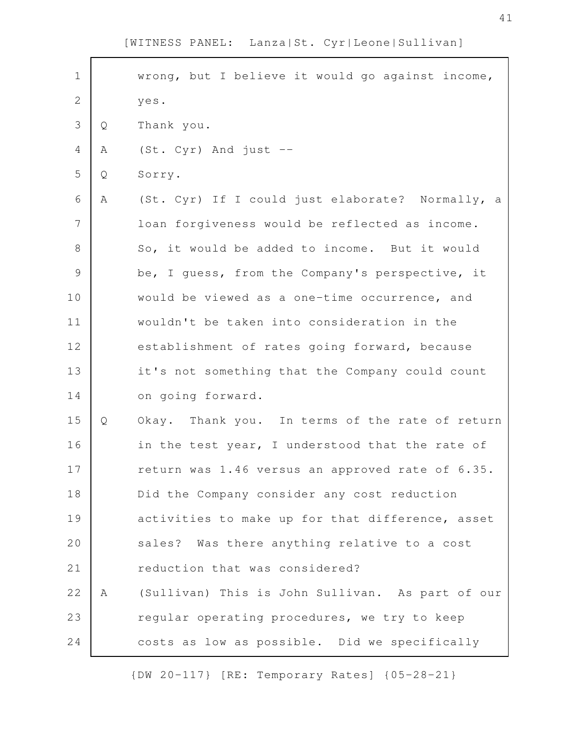wrong, but I believe it would go against income, yes.

Q Thank you.

A (St. Cyr) And just --

Q Sorry.

A (St. Cyr) If I could just elaborate? Normally, a loan forgiveness would be reflected as income. So, it would be added to income. But it would be, I guess, from the Company's perspective, it would be viewed as a one-time occurrence, and wouldn't be taken into consideration in the establishment of rates going forward, because it's not something that the Company could count on going forward.

Q Okay. Thank you. In terms of the rate of return in the test year, I understood that the rate of return was 1.46 versus an approved rate of 6.35. Did the Company consider any cost reduction activities to make up for that difference, asset sales? Was there anything relative to a cost reduction that was considered?

A (Sullivan) This is John Sullivan. As part of our regular operating procedures, we try to keep costs as low as possible. Did we specifically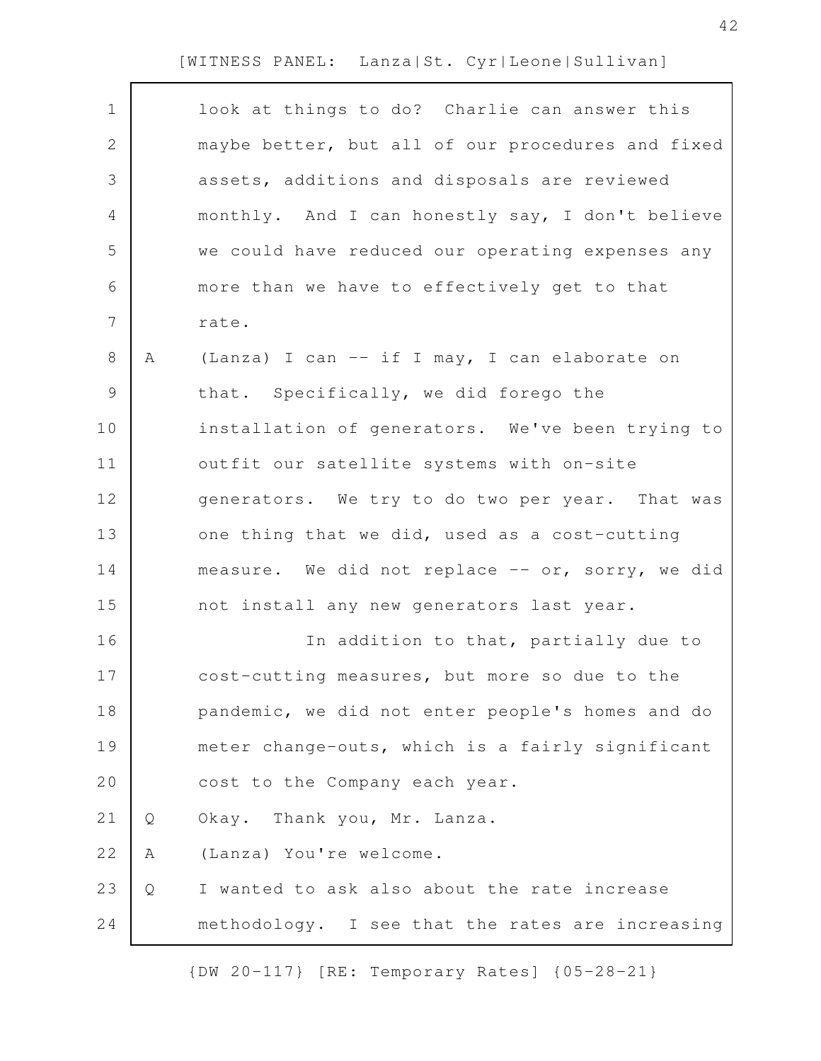look at things to do? Charlie can answer this maybe better, but all of our procedures and fixed assets, additions and disposals are reviewed monthly. And I can honestly say, I don't believe we could have reduced our operating expenses any more than we have to effectively get to that rate.

A (Lanza) I can -- if I may, I can elaborate on that. Specifically, we did forego the installation of generators. We've been trying to outfit our satellite systems with on-site generators. We try to do two per year. That was one thing that we did, used as a cost-cutting measure. We did not replace -- or, sorry, we did not install any new generators last year.

In addition to that, partially due to cost-cutting measures, but more so due to the pandemic, we did not enter people's homes and do meter change-outs, which is a fairly significant cost to the Company each year.

Q Okay. Thank you, Mr. Lanza.

A (Lanza) You're welcome.

Q I wanted to ask also about the rate increase methodology. I see that the rates are increasing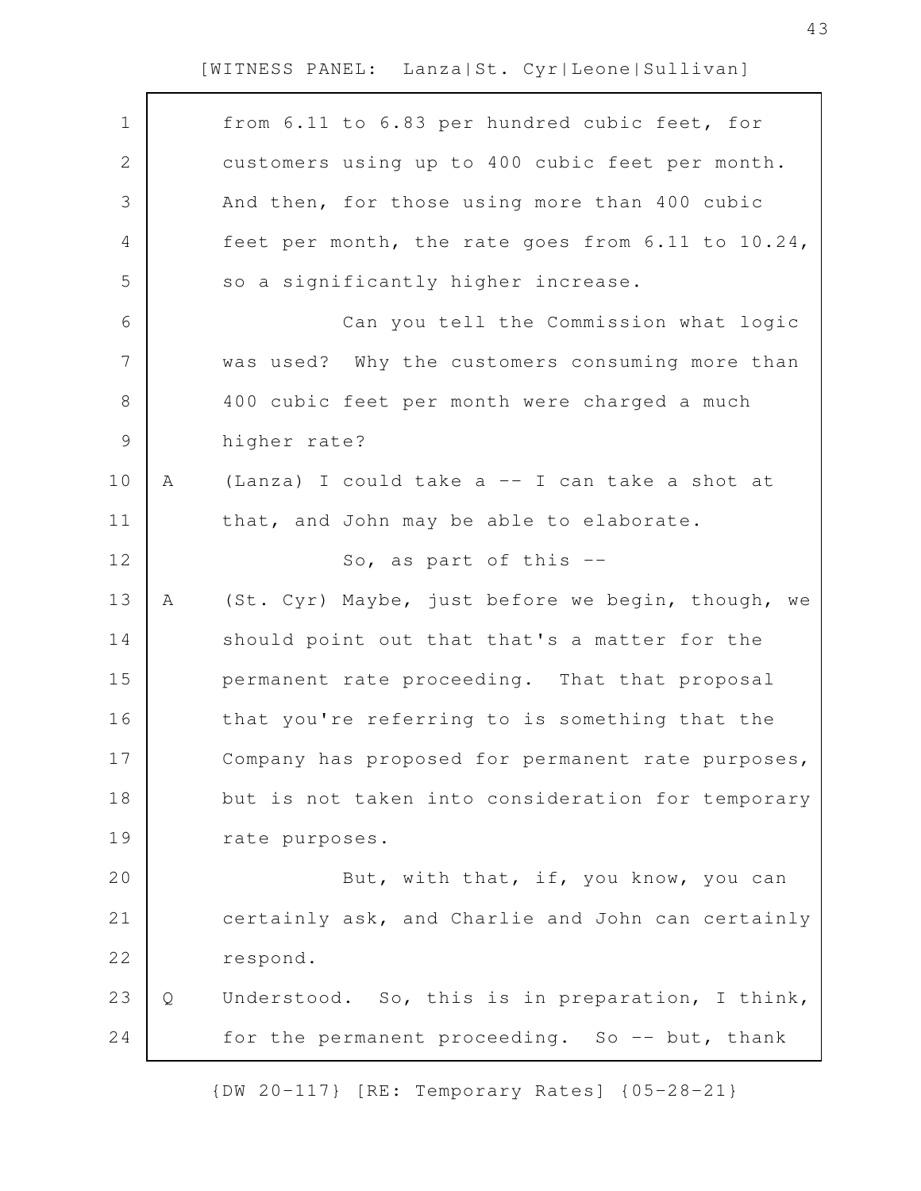from 6.11 to 6.83 per hundred cubic feet, for customers using up to 400 cubic feet per month. And then, for those using more than 400 cubic feet per month, the rate goes from 6.11 to 10.24, so a significantly higher increase.

Can you tell the Commission what logic was used? Why the customers consuming more than 400 cubic feet per month were charged a much higher rate?

A (Lanza) I could take a -- I can take a shot at that, and John may be able to elaborate.

So, as part of this --

A (St. Cyr) Maybe, just before we begin, though, we should point out that that's a matter for the permanent rate proceeding. That that proposal that you're referring to is something that the Company has proposed for permanent rate purposes, but is not taken into consideration for temporary rate purposes.

But, with that, if, you know, you can certainly ask, and Charlie and John can certainly respond.

Q Understood. So, this is in preparation, I think, for the permanent proceeding. So -- but, thank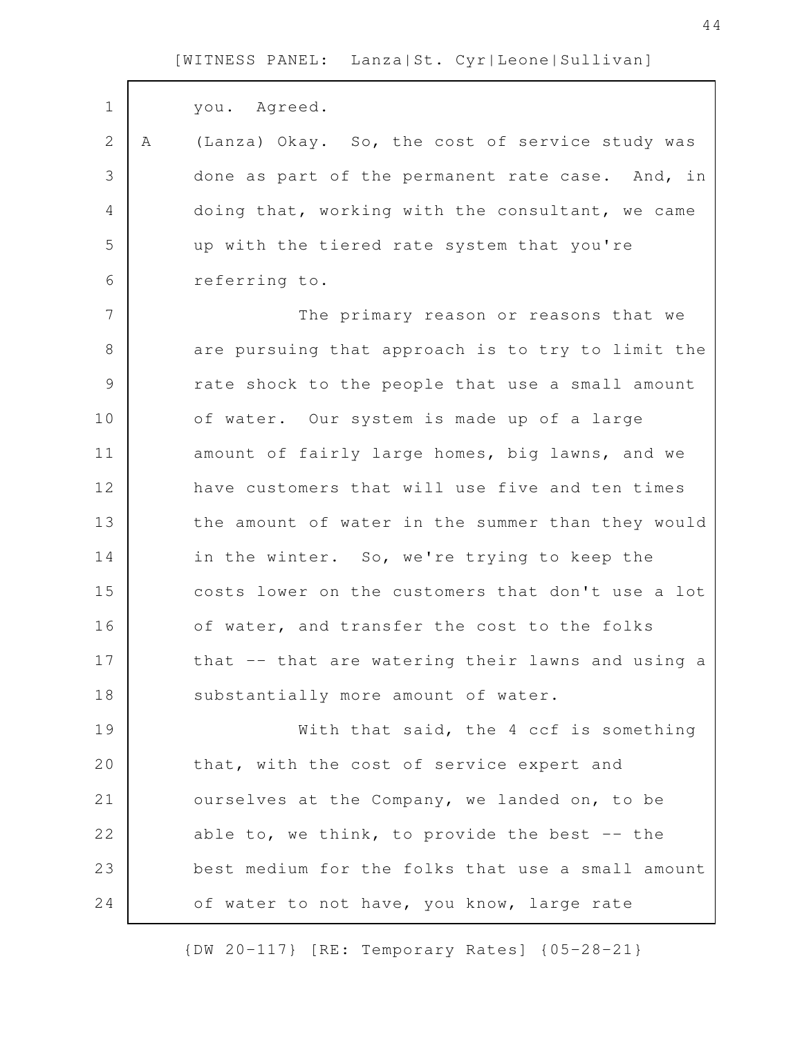you. Agreed.

A (Lanza) Okay. So, the cost of service study was done as part of the permanent rate case. And, in doing that, working with the consultant, we came up with the tiered rate system that you're referring to.

The primary reason or reasons that we are pursuing that approach is to try to limit the rate shock to the people that use a small amount of water. Our system is made up of a large amount of fairly large homes, big lawns, and we have customers that will use five and ten times the amount of water in the summer than they would in the winter. So, we're trying to keep the costs lower on the customers that don't use a lot of water, and transfer the cost to the folks that -- that are watering their lawns and using a substantially more amount of water.

With that said, the 4 ccf is something that, with the cost of service expert and ourselves at the Company, we landed on, to be able to, we think, to provide the best -- the best medium for the folks that use a small amount of water to not have, you know, large rate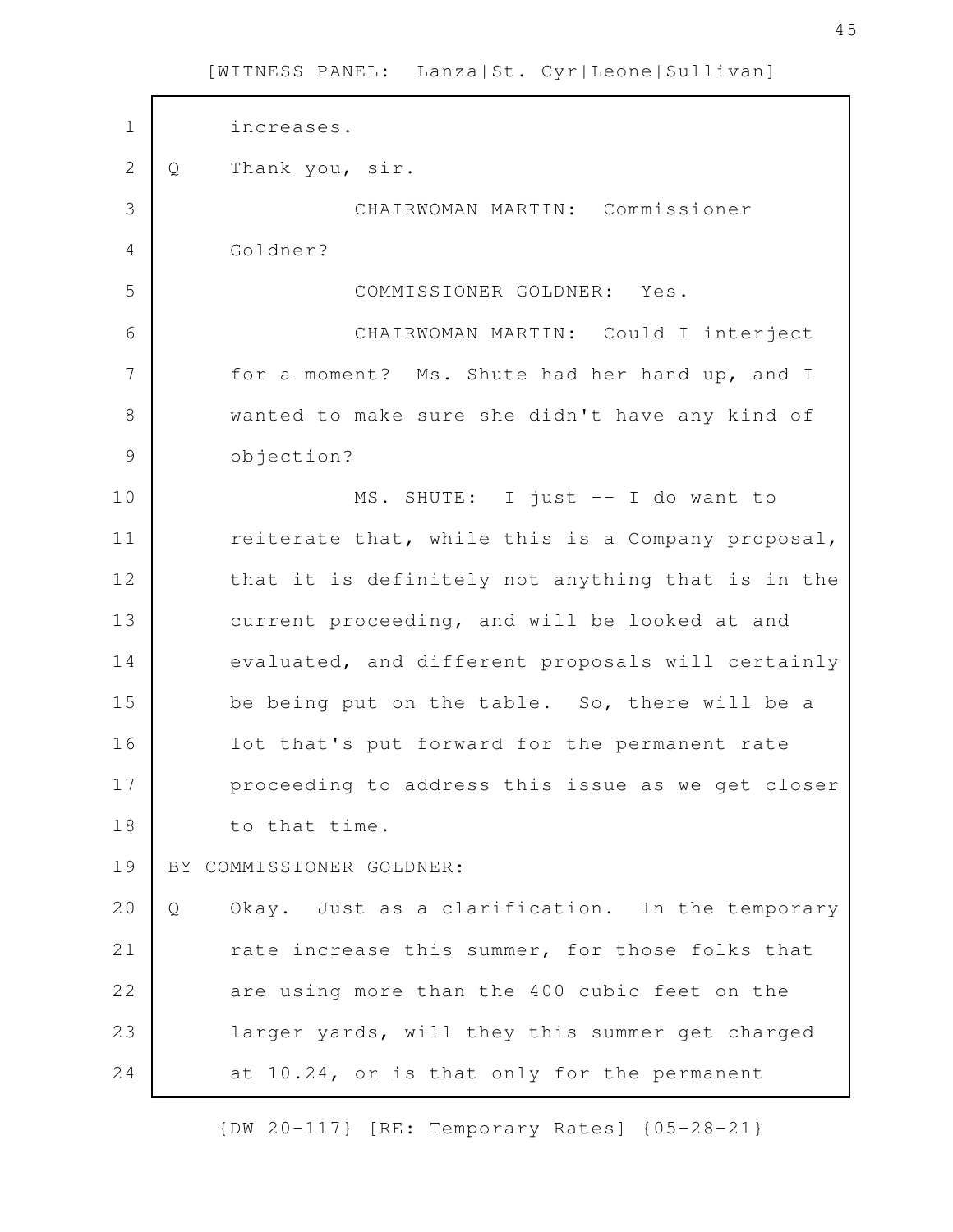increases.

Q Thank you, sir.

CHAIRWOMAN MARTIN: Commissioner Goldner?

COMMISSIONER GOLDNER: Yes.

CHAIRWOMAN MARTIN: Could I interject for a moment? Ms. Shute had her hand up, and I wanted to make sure she didn't have any kind of objection?

MS. SHUTE: I just -- I do want to reiterate that, while this is a Company proposal, that it is definitely not anything that is in the current proceeding, and will be looked at and evaluated, and different proposals will certainly be being put on the table. So, there will be a lot that's put forward for the permanent rate proceeding to address this issue as we get closer to that time.

BY COMMISSIONER GOLDNER:

Q Okay. Just as a clarification. In the temporary rate increase this summer, for those folks that are using more than the 400 cubic feet on the larger yards, will they this summer get charged at 10.24, or is that only for the permanent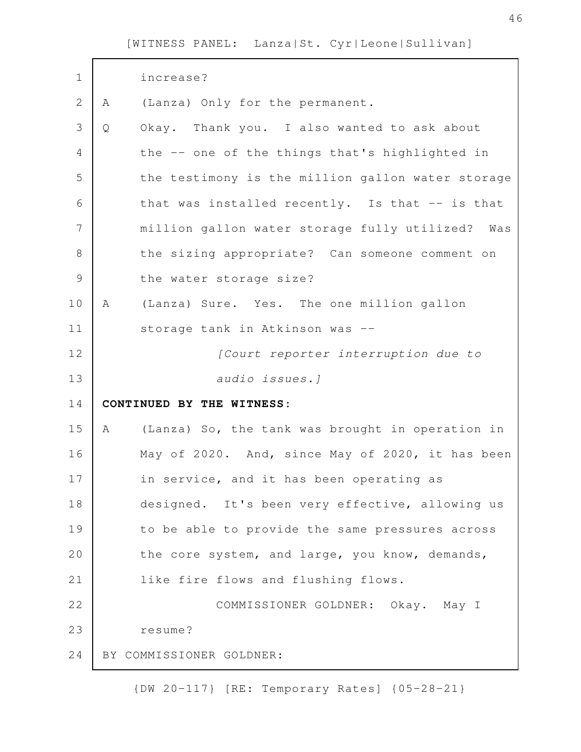increase?

A (Lanza) Only for the permanent.

Q Okay. Thank you. I also wanted to ask about the -- one of the things that's highlighted in the testimony is the million gallon water storage that was installed recently. Is that -- is that million gallon water storage fully utilized? Was the sizing appropriate? Can someone comment on the water storage size?

A (Lanza) Sure. Yes. The one million gallon storage tank in Atkinson was --

*[Court reporter interruption due to audio issues.]*

**CONTINUED BY THE WITNESS:**

A (Lanza) So, the tank was brought in operation in May of 2020. And, since May of 2020, it has been in service, and it has been operating as designed. It's been very effective, allowing us to be able to provide the same pressures across the core system, and large, you know, demands, like fire flows and flushing flows.

COMMISSIONER GOLDNER: Okay. May I resume?

BY COMMISSIONER GOLDNER: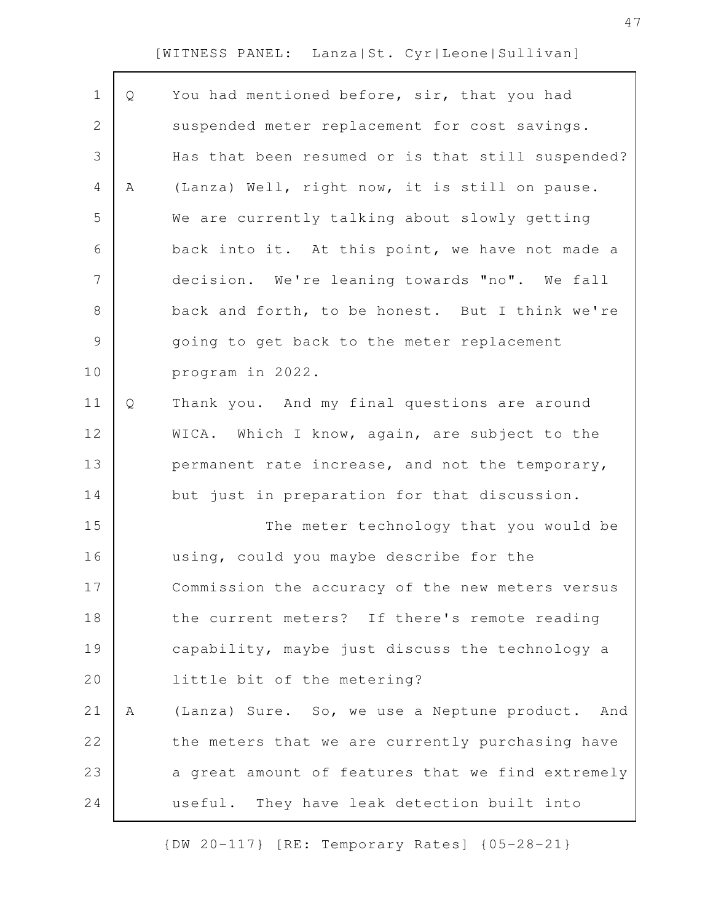Q You had mentioned before, sir, that you had suspended meter replacement for cost savings. Has that been resumed or is that still suspended?

A (Lanza) Well, right now, it is still on pause. We are currently talking about slowly getting back into it. At this point, we have not made a decision. We're leaning towards "no". We fall back and forth, to be honest. But I think we're going to get back to the meter replacement program in 2022.

Q Thank you. And my final questions are around WICA. Which I know, again, are subject to the permanent rate increase, and not the temporary, but just in preparation for that discussion.

The meter technology that you would be using, could you maybe describe for the Commission the accuracy of the new meters versus the current meters? If there's remote reading capability, maybe just discuss the technology a little bit of the metering?

A (Lanza) Sure. So, we use a Neptune product. And the meters that we are currently purchasing have a great amount of features that we find extremely useful. They have leak detection built into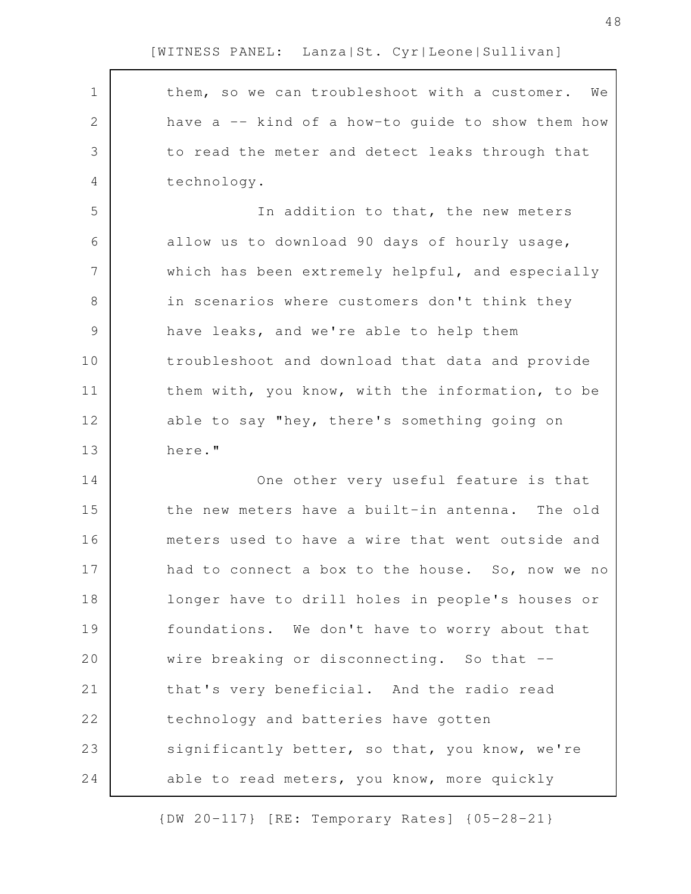them, so we can troubleshoot with a customer. We have a -- kind of a how-to guide to show them how to read the meter and detect leaks through that technology.

In addition to that, the new meters allow us to download 90 days of hourly usage, which has been extremely helpful, and especially in scenarios where customers don't think they have leaks, and we're able to help them troubleshoot and download that data and provide them with, you know, with the information, to be able to say "hey, there's something going on here."

One other very useful feature is that the new meters have a built-in antenna. The old meters used to have a wire that went outside and had to connect a box to the house. So, now we no longer have to drill holes in people's houses or foundations. We don't have to worry about that wire breaking or disconnecting. So that -- that's very beneficial. And the radio read technology and batteries have gotten significantly better, so that, you know, we're able to read meters, you know, more quickly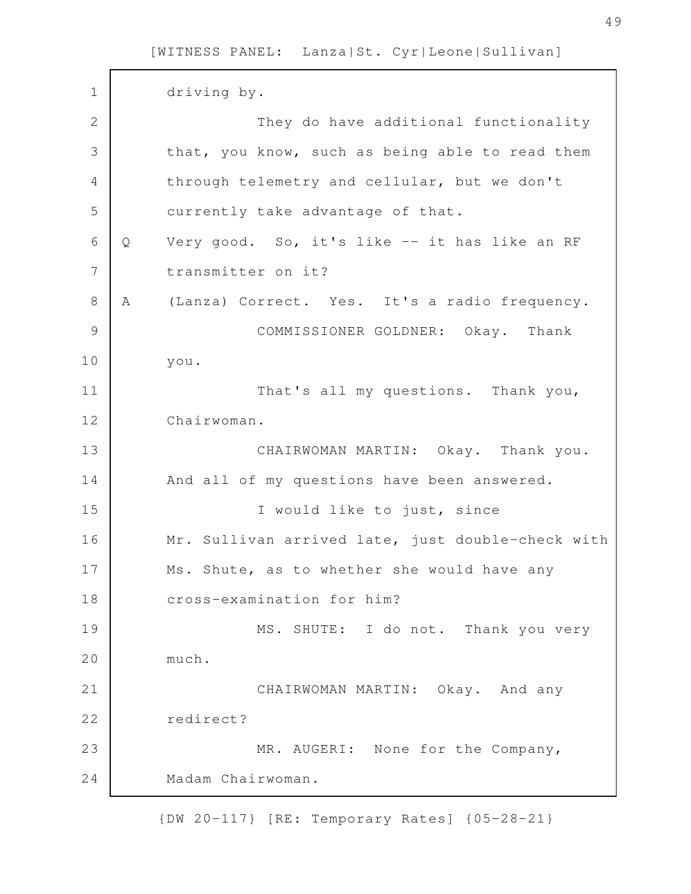driving by.

They do have additional functionality that, you know, such as being able to read them through telemetry and cellular, but we don't currently take advantage of that.

Q Very good. So, it's like -- it has like an RF transmitter on it?

A (Lanza) Correct. Yes. It's a radio frequency.

COMMISSIONER GOLDNER: Okay. Thank you.

That's all my questions. Thank you, Chairwoman.

CHAIRWOMAN MARTIN: Okay. Thank you. And all of my questions have been answered.

I would like to just, since Mr. Sullivan arrived late, just double-check with Ms. Shute, as to whether she would have any cross-examination for him?

MS. SHUTE: I do not. Thank you very much.

CHAIRWOMAN MARTIN: Okay. And any redirect?

MR. AUGERI: None for the Company, Madam Chairwoman.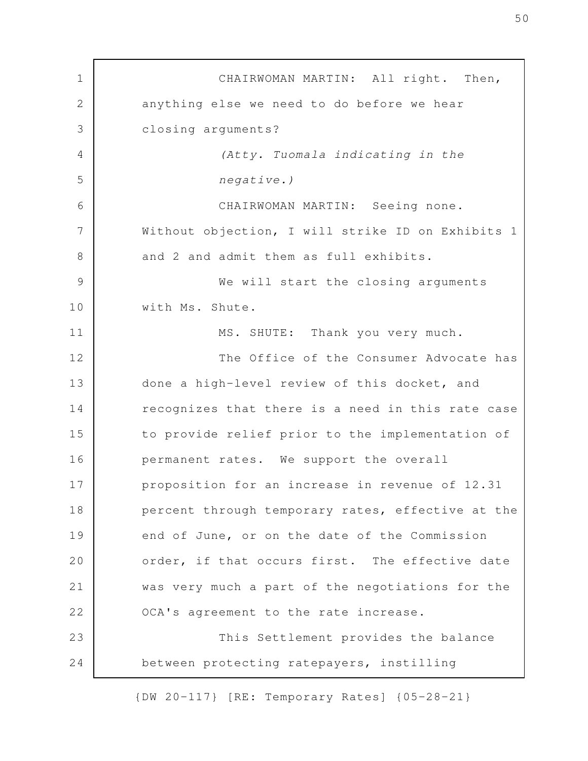CHAIRWOMAN MARTIN: All right. Then, anything else we need to do before we hear closing arguments?

*(Atty. Tuomala indicating in the negative.)*

CHAIRWOMAN MARTIN: Seeing none. Without objection, I will strike ID on Exhibits 1 and 2 and admit them as full exhibits.

We will start the closing arguments with Ms. Shute.

MS. SHUTE: Thank you very much.

The Office of the Consumer Advocate has done a high-level review of this docket, and recognizes that there is a need in this rate case to provide relief prior to the implementation of permanent rates. We support the overall proposition for an increase in revenue of 12.31 percent through temporary rates, effective at the end of June, or on the date of the Commission order, if that occurs first. The effective date was very much a part of the negotiations for the OCA's agreement to the rate increase.

This Settlement provides the balance between protecting ratepayers, instilling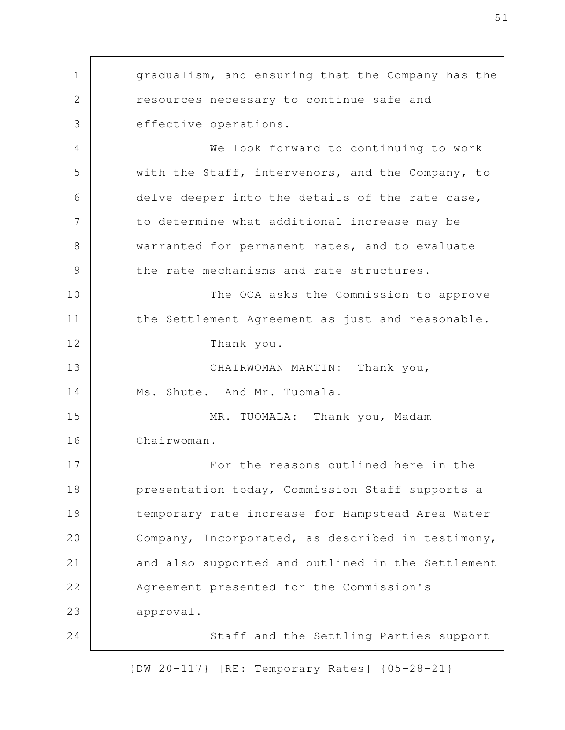gradualism, and ensuring that the Company has the resources necessary to continue safe and effective operations.

We look forward to continuing to work with the Staff, intervenors, and the Company, to delve deeper into the details of the rate case, to determine what additional increase may be warranted for permanent rates, and to evaluate the rate mechanisms and rate structures.

The OCA asks the Commission to approve the Settlement Agreement as just and reasonable.

Thank you.

CHAIRWOMAN MARTIN: Thank you, Ms. Shute. And Mr. Tuomala.

MR. TUOMALA: Thank you, Madam Chairwoman.

For the reasons outlined here in the presentation today, Commission Staff supports a temporary rate increase for Hampstead Area Water Company, Incorporated, as described in testimony, and also supported and outlined in the Settlement Agreement presented for the Commission's approval.

Staff and the Settling Parties support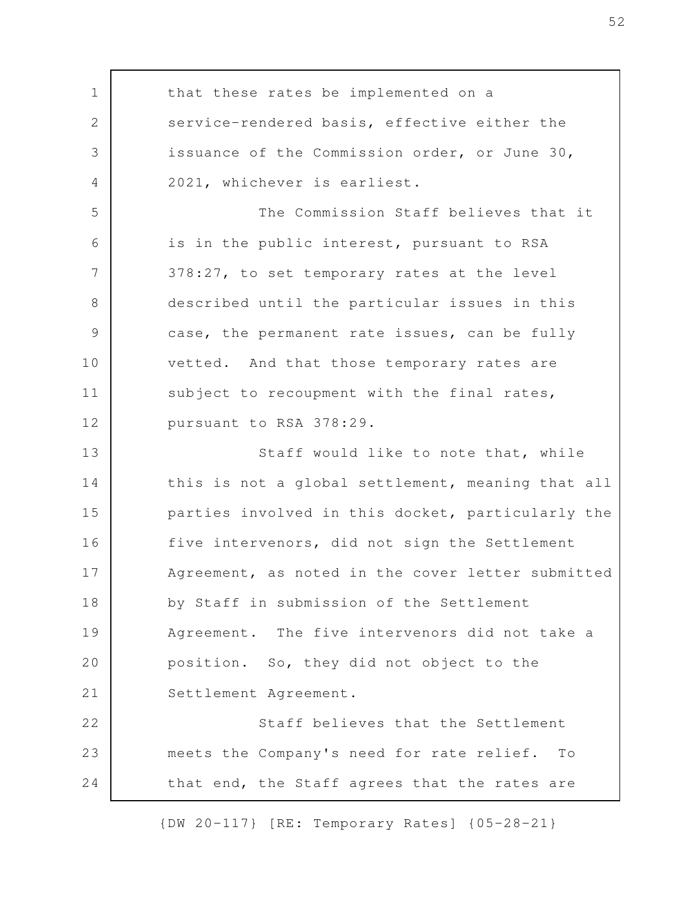that these rates be implemented on a service-rendered basis, effective either the issuance of the Commission order, or June 30, 2021, whichever is earliest.

The Commission Staff believes that it is in the public interest, pursuant to RSA 378:27, to set temporary rates at the level described until the particular issues in this case, the permanent rate issues, can be fully vetted. And that those temporary rates are subject to recoupment with the final rates, pursuant to RSA 378:29.

Staff would like to note that, while this is not a global settlement, meaning that all parties involved in this docket, particularly the five intervenors, did not sign the Settlement Agreement, as noted in the cover letter submitted by Staff in submission of the Settlement Agreement. The five intervenors did not take a position. So, they did not object to the Settlement Agreement.

Staff believes that the Settlement meets the Company's need for rate relief. To that end, the Staff agrees that the rates are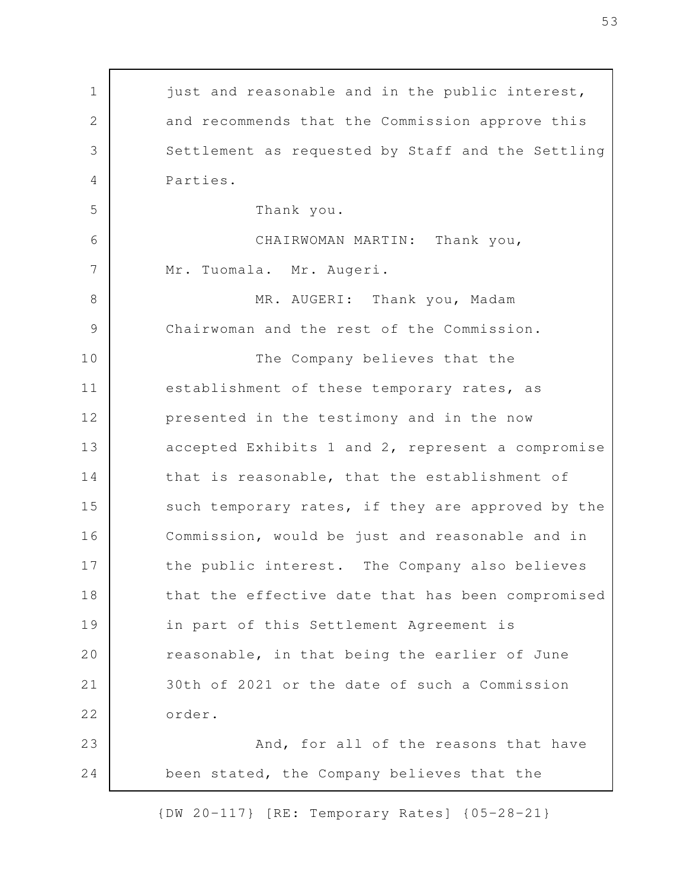just and reasonable and in the public interest, and recommends that the Commission approve this Settlement as requested by Staff and the Settling Parties.

Thank you.

CHAIRWOMAN MARTIN: Thank you, Mr. Tuomala. Mr. Augeri.

MR. AUGERI: Thank you, Madam Chairwoman and the rest of the Commission.

The Company believes that the establishment of these temporary rates, as presented in the testimony and in the now accepted Exhibits 1 and 2, represent a compromise that is reasonable, that the establishment of such temporary rates, if they are approved by the Commission, would be just and reasonable and in the public interest. The Company also believes that the effective date that has been compromised in part of this Settlement Agreement is reasonable, in that being the earlier of June 30th of 2021 or the date of such a Commission order.

And, for all of the reasons that have been stated, the Company believes that the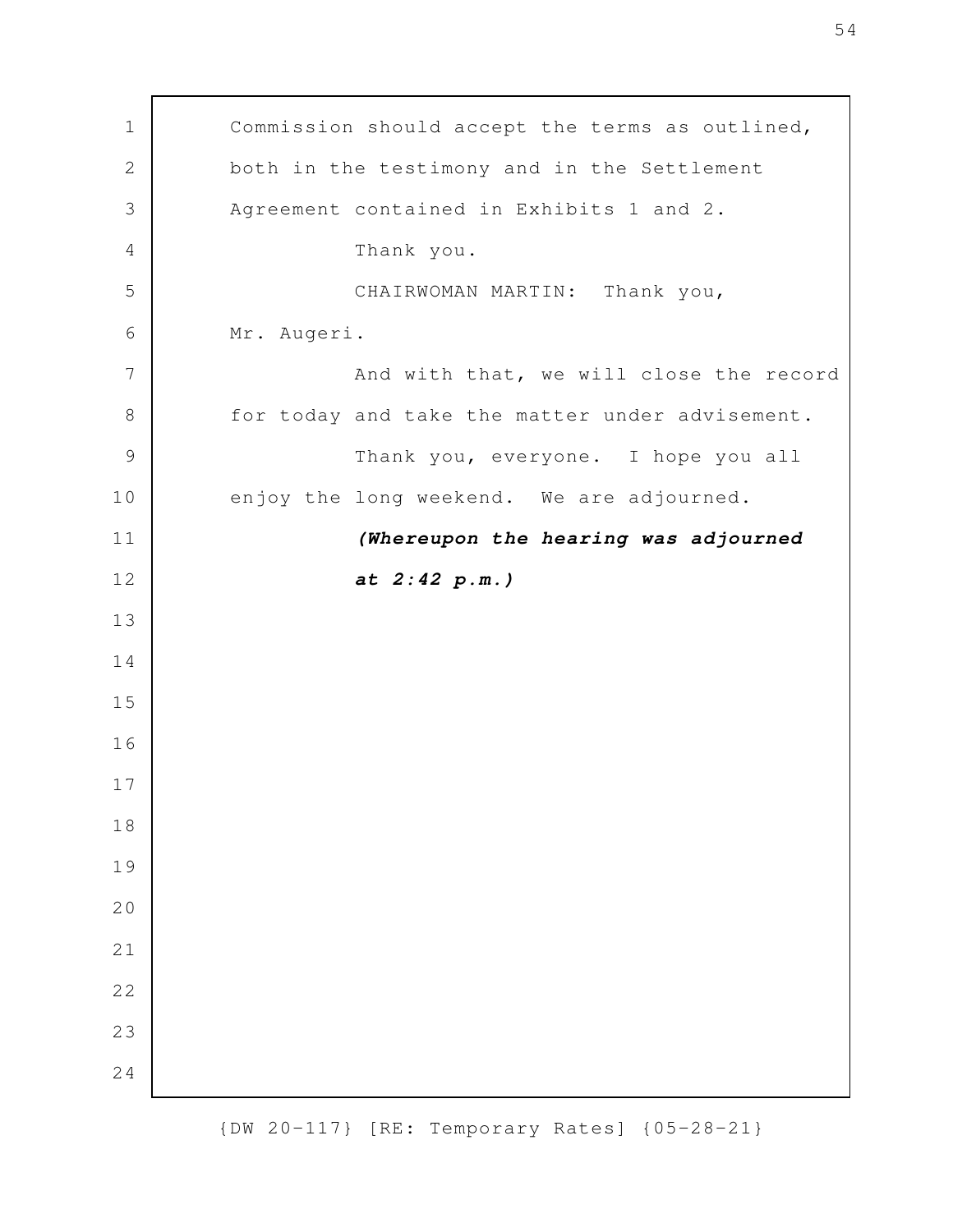Commission should accept the terms as outlined, both in the testimony and in the Settlement Agreement contained in Exhibits 1 and 2.

Thank you.

CHAIRWOMAN MARTIN: Thank you, Mr. Augeri.

And with that, we will close the record for today and take the matter under advisement.

Thank you, everyone. I hope you all enjoy the long weekend. We are adjourned.

***(Whereupon the hearing was adjourned at 2:42 p.m.)***